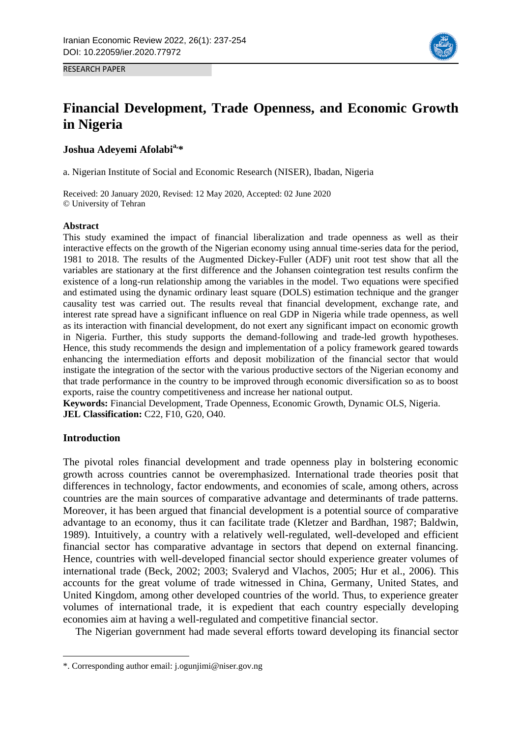RESEARCH PAPER

# Financial Development, Trade Openness, and Economic Growth in Nigeria

**Joshua Adeyemi Afolabi[a,*]**

a. Nigerian Institute of Social and Economic Research (NISER), Ibadan, Nigeria

Received: 20 January 2020, Revised: 12 May 2020, Accepted: 02 June 2020
© University of Tehran

### Abstract

This study examined the impact of financial liberalization and trade openness as well as their interactive effects on the growth of the Nigerian economy using annual time-series data for the period, 1981 to 2018. The results of the Augmented Dickey-Fuller (ADF) unit root test show that all the variables are stationary at the first difference and the Johansen cointegration test results confirm the existence of a long-run relationship among the variables in the model. Two equations were specified and estimated using the dynamic ordinary least square (DOLS) estimation technique and the granger causality test was carried out. The results reveal that financial development, exchange rate, and interest rate spread have a significant influence on real GDP in Nigeria while trade openness, as well as its interaction with financial development, do not exert any significant impact on economic growth in Nigeria. Further, this study supports the demand-following and trade-led growth hypotheses. Hence, this study recommends the design and implementation of a policy framework geared towards enhancing the intermediation efforts and deposit mobilization of the financial sector that would instigate the integration of the sector with the various productive sectors of the Nigerian economy and that trade performance in the country to be improved through economic diversification so as to boost exports, raise the country competitiveness and increase her national output.

**Keywords:** Financial Development, Trade Openness, Economic Growth, Dynamic OLS, Nigeria.
**JEL Classification:** C22, F10, G20, O40.

### Introduction

The pivotal roles financial development and trade openness play in bolstering economic growth across countries cannot be overemphasized. International trade theories posit that differences in technology, factor endowments, and economies of scale, among others, across countries are the main sources of comparative advantage and determinants of trade patterns. Moreover, it has been argued that financial development is a potential source of comparative advantage to an economy, thus it can facilitate trade (Kletzer and Bardhan, 1987; Baldwin, 1989). Intuitively, a country with a relatively well-regulated, well-developed and efficient financial sector has comparative advantage in sectors that depend on external financing. Hence, countries with well-developed financial sector should experience greater volumes of international trade (Beck, 2002; 2003; Svaleryd and Vlachos, 2005; Hur et al., 2006). This accounts for the great volume of trade witnessed in China, Germany, United States, and United Kingdom, among other developed countries of the world. Thus, to experience greater volumes of international trade, it is expedient that each country especially developing economies aim at having a well-regulated and competitive financial sector.

The Nigerian government had made several efforts toward developing its financial sector

---

*. Corresponding author email: j.ogunjimi@niser.gov.ng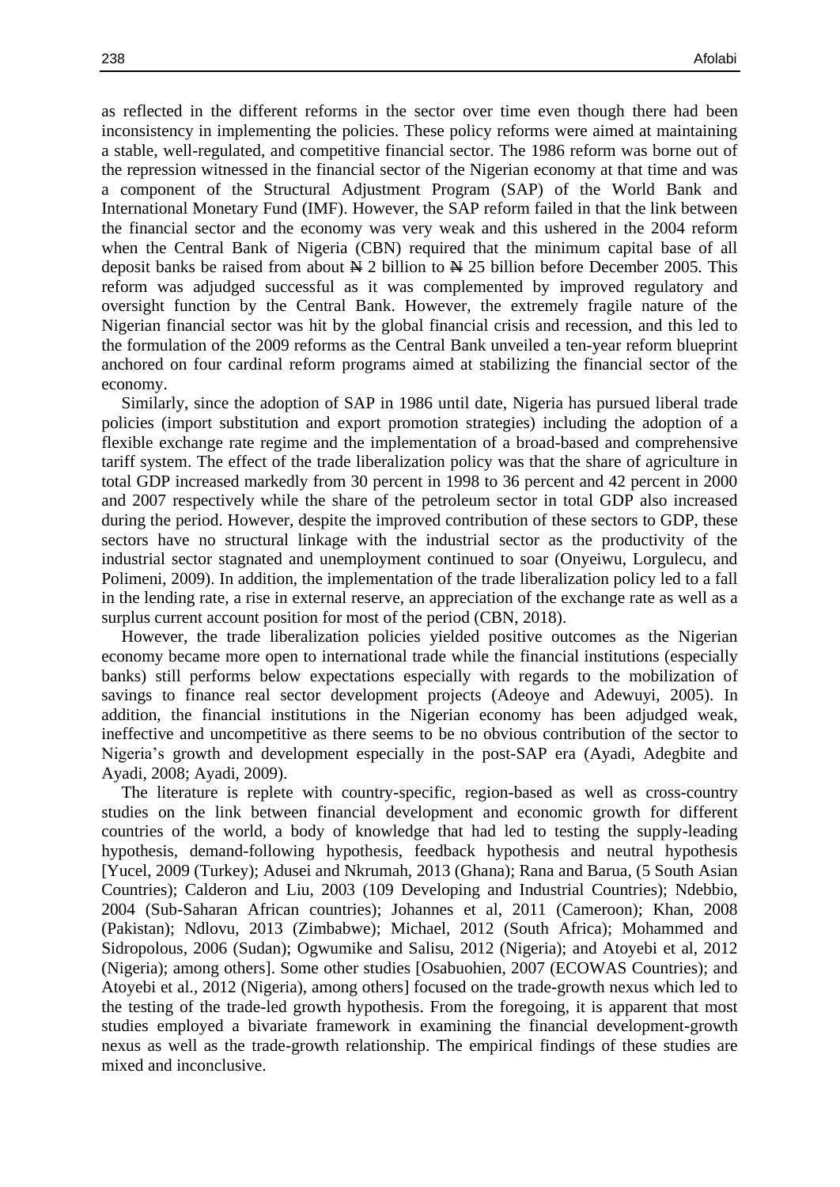as reflected in the different reforms in the sector over time even though there had been inconsistency in implementing the policies. These policy reforms were aimed at maintaining a stable, well-regulated, and competitive financial sector. The 1986 reform was borne out of the repression witnessed in the financial sector of the Nigerian economy at that time and was a component of the Structural Adjustment Program (SAP) of the World Bank and International Monetary Fund (IMF). However, the SAP reform failed in that the link between the financial sector and the economy was very weak and this ushered in the 2004 reform when the Central Bank of Nigeria (CBN) required that the minimum capital base of all deposit banks be raised from about ₦ 2 billion to ₦ 25 billion before December 2005. This reform was adjudged successful as it was complemented by improved regulatory and oversight function by the Central Bank. However, the extremely fragile nature of the Nigerian financial sector was hit by the global financial crisis and recession, and this led to the formulation of the 2009 reforms as the Central Bank unveiled a ten-year reform blueprint anchored on four cardinal reform programs aimed at stabilizing the financial sector of the economy.

Similarly, since the adoption of SAP in 1986 until date, Nigeria has pursued liberal trade policies (import substitution and export promotion strategies) including the adoption of a flexible exchange rate regime and the implementation of a broad-based and comprehensive tariff system. The effect of the trade liberalization policy was that the share of agriculture in total GDP increased markedly from 30 percent in 1998 to 36 percent and 42 percent in 2000 and 2007 respectively while the share of the petroleum sector in total GDP also increased during the period. However, despite the improved contribution of these sectors to GDP, these sectors have no structural linkage with the industrial sector as the productivity of the industrial sector stagnated and unemployment continued to soar (Onyeiwu, Lorgulecu, and Polimeni, 2009). In addition, the implementation of the trade liberalization policy led to a fall in the lending rate, a rise in external reserve, an appreciation of the exchange rate as well as a surplus current account position for most of the period (CBN, 2018).

However, the trade liberalization policies yielded positive outcomes as the Nigerian economy became more open to international trade while the financial institutions (especially banks) still performs below expectations especially with regards to the mobilization of savings to finance real sector development projects (Adeoye and Adewuyi, 2005). In addition, the financial institutions in the Nigerian economy has been adjudged weak, ineffective and uncompetitive as there seems to be no obvious contribution of the sector to Nigeria's growth and development especially in the post-SAP era (Ayadi, Adegbite and Ayadi, 2008; Ayadi, 2009).

The literature is replete with country-specific, region-based as well as cross-country studies on the link between financial development and economic growth for different countries of the world, a body of knowledge that had led to testing the supply-leading hypothesis, demand-following hypothesis, feedback hypothesis and neutral hypothesis [Yucel, 2009 (Turkey); Adusei and Nkrumah, 2013 (Ghana); Rana and Barua, (5 South Asian Countries); Calderon and Liu, 2003 (109 Developing and Industrial Countries); Ndebbio, 2004 (Sub-Saharan African countries); Johannes et al, 2011 (Cameroon); Khan, 2008 (Pakistan); Ndlovu, 2013 (Zimbabwe); Michael, 2012 (South Africa); Mohammed and Sidropolous, 2006 (Sudan); Ogwumike and Salisu, 2012 (Nigeria); and Atoyebi et al, 2012 (Nigeria); among others]. Some other studies [Osabuohien, 2007 (ECOWAS Countries); and Atoyebi et al., 2012 (Nigeria), among others] focused on the trade-growth nexus which led to the testing of the trade-led growth hypothesis. From the foregoing, it is apparent that most studies employed a bivariate framework in examining the financial development-growth nexus as well as the trade-growth relationship. The empirical findings of these studies are mixed and inconclusive.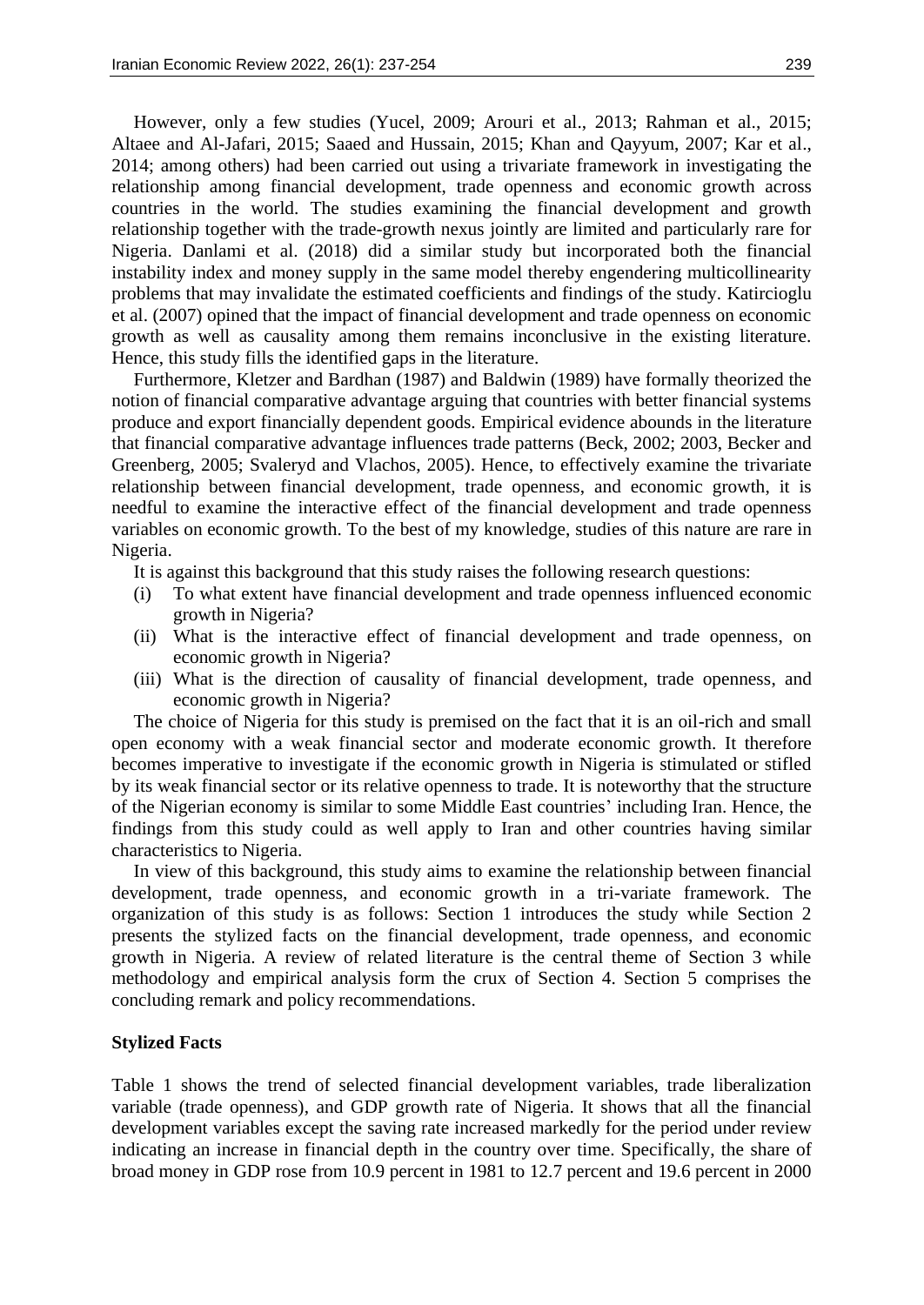However, only a few studies (Yucel, 2009; Arouri et al., 2013; Rahman et al., 2015; Altaee and Al-Jafari, 2015; Saaed and Hussain, 2015; Khan and Qayyum, 2007; Kar et al., 2014; among others) had been carried out using a trivariate framework in investigating the relationship among financial development, trade openness and economic growth across countries in the world. The studies examining the financial development and growth relationship together with the trade-growth nexus jointly are limited and particularly rare for Nigeria. Danlami et al. (2018) did a similar study but incorporated both the financial instability index and money supply in the same model thereby engendering multicollinearity problems that may invalidate the estimated coefficients and findings of the study. Katircioglu et al. (2007) opined that the impact of financial development and trade openness on economic growth as well as causality among them remains inconclusive in the existing literature. Hence, this study fills the identified gaps in the literature.

Furthermore, Kletzer and Bardhan (1987) and Baldwin (1989) have formally theorized the notion of financial comparative advantage arguing that countries with better financial systems produce and export financially dependent goods. Empirical evidence abounds in the literature that financial comparative advantage influences trade patterns (Beck, 2002; 2003, Becker and Greenberg, 2005; Svaleryd and Vlachos, 2005). Hence, to effectively examine the trivariate relationship between financial development, trade openness, and economic growth, it is needful to examine the interactive effect of the financial development and trade openness variables on economic growth. To the best of my knowledge, studies of this nature are rare in Nigeria.

It is against this background that this study raises the following research questions:

(i) To what extent have financial development and trade openness influenced economic growth in Nigeria?
(ii) What is the interactive effect of financial development and trade openness, on economic growth in Nigeria?
(iii) What is the direction of causality of financial development, trade openness, and economic growth in Nigeria?

The choice of Nigeria for this study is premised on the fact that it is an oil-rich and small open economy with a weak financial sector and moderate economic growth. It therefore becomes imperative to investigate if the economic growth in Nigeria is stimulated or stifled by its weak financial sector or its relative openness to trade. It is noteworthy that the structure of the Nigerian economy is similar to some Middle East countries' including Iran. Hence, the findings from this study could as well apply to Iran and other countries having similar characteristics to Nigeria.

In view of this background, this study aims to examine the relationship between financial development, trade openness, and economic growth in a tri-variate framework. The organization of this study is as follows: Section 1 introduces the study while Section 2 presents the stylized facts on the financial development, trade openness, and economic growth in Nigeria. A review of related literature is the central theme of Section 3 while methodology and empirical analysis form the crux of Section 4. Section 5 comprises the concluding remark and policy recommendations.

## Stylized Facts

Table 1 shows the trend of selected financial development variables, trade liberalization variable (trade openness), and GDP growth rate of Nigeria. It shows that all the financial development variables except the saving rate increased markedly for the period under review indicating an increase in financial depth in the country over time. Specifically, the share of broad money in GDP rose from 10.9 percent in 1981 to 12.7 percent and 19.6 percent in 2000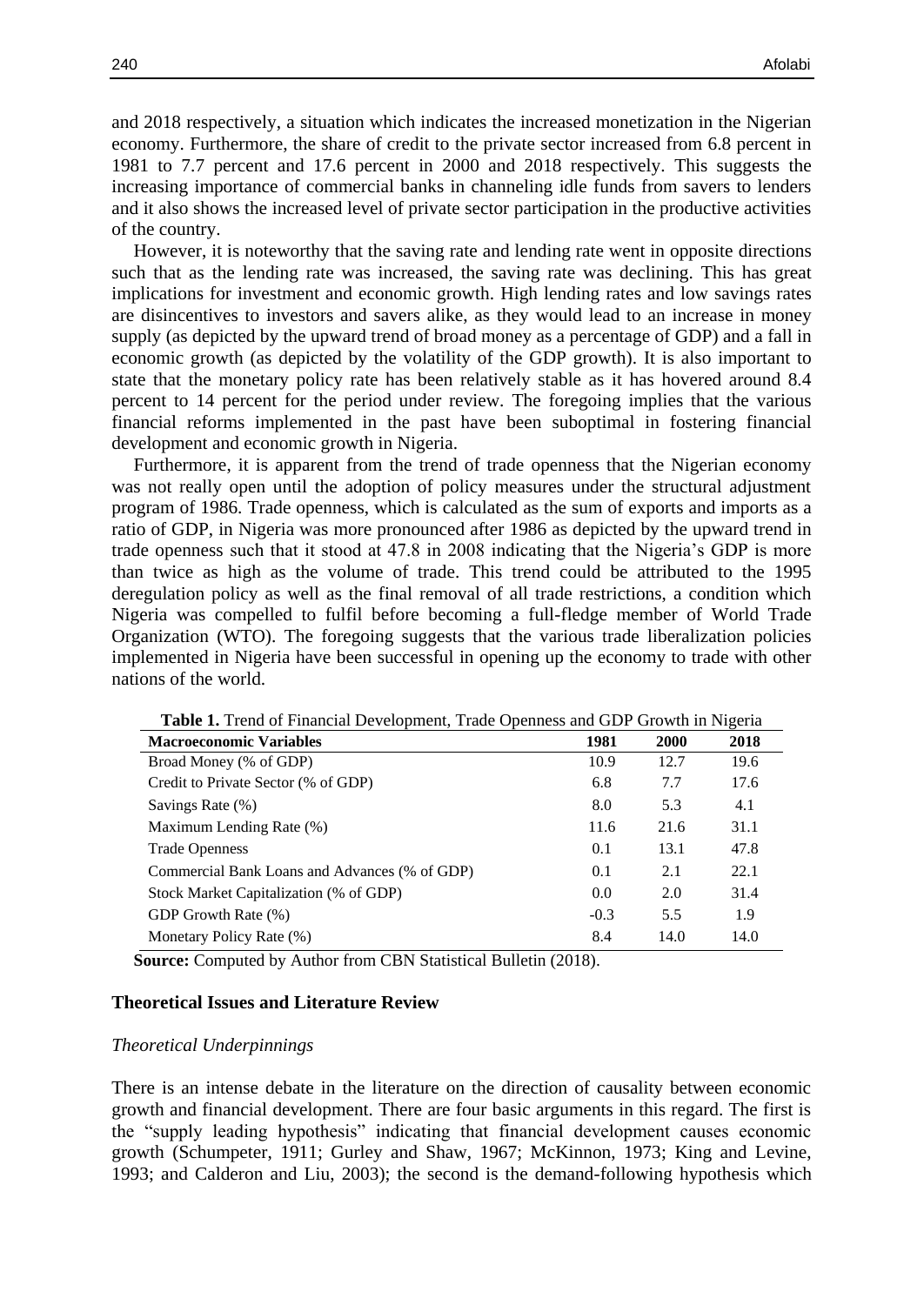and 2018 respectively, a situation which indicates the increased monetization in the Nigerian economy. Furthermore, the share of credit to the private sector increased from 6.8 percent in 1981 to 7.7 percent and 17.6 percent in 2000 and 2018 respectively. This suggests the increasing importance of commercial banks in channeling idle funds from savers to lenders and it also shows the increased level of private sector participation in the productive activities of the country.

However, it is noteworthy that the saving rate and lending rate went in opposite directions such that as the lending rate was increased, the saving rate was declining. This has great implications for investment and economic growth. High lending rates and low savings rates are disincentives to investors and savers alike, as they would lead to an increase in money supply (as depicted by the upward trend of broad money as a percentage of GDP) and a fall in economic growth (as depicted by the volatility of the GDP growth). It is also important to state that the monetary policy rate has been relatively stable as it has hovered around 8.4 percent to 14 percent for the period under review. The foregoing implies that the various financial reforms implemented in the past have been suboptimal in fostering financial development and economic growth in Nigeria.

Furthermore, it is apparent from the trend of trade openness that the Nigerian economy was not really open until the adoption of policy measures under the structural adjustment program of 1986. Trade openness, which is calculated as the sum of exports and imports as a ratio of GDP, in Nigeria was more pronounced after 1986 as depicted by the upward trend in trade openness such that it stood at 47.8 in 2008 indicating that the Nigeria's GDP is more than twice as high as the volume of trade. This trend could be attributed to the 1995 deregulation policy as well as the final removal of all trade restrictions, a condition which Nigeria was compelled to fulfil before becoming a full-fledge member of World Trade Organization (WTO). The foregoing suggests that the various trade liberalization policies implemented in Nigeria have been successful in opening up the economy to trade with other nations of the world.

**Table 1.** Trend of Financial Development, Trade Openness and GDP Growth in Nigeria

| Macroeconomic Variables | 1981 | 2000 | 2018 |
|---|---|---|---|
| Broad Money (% of GDP) | 10.9 | 12.7 | 19.6 |
| Credit to Private Sector (% of GDP) | 6.8 | 7.7 | 17.6 |
| Savings Rate (%) | 8.0 | 5.3 | 4.1 |
| Maximum Lending Rate (%) | 11.6 | 21.6 | 31.1 |
| Trade Openness | 0.1 | 13.1 | 47.8 |
| Commercial Bank Loans and Advances (% of GDP) | 0.1 | 2.1 | 22.1 |
| Stock Market Capitalization (% of GDP) | 0.0 | 2.0 | 31.4 |
| GDP Growth Rate (%) | -0.3 | 5.5 | 1.9 |
| Monetary Policy Rate (%) | 8.4 | 14.0 | 14.0 |

**Source:** Computed by Author from CBN Statistical Bulletin (2018).

## Theoretical Issues and Literature Review

### *Theoretical Underpinnings*

There is an intense debate in the literature on the direction of causality between economic growth and financial development. There are four basic arguments in this regard. The first is the "supply leading hypothesis" indicating that financial development causes economic growth (Schumpeter, 1911; Gurley and Shaw, 1967; McKinnon, 1973; King and Levine, 1993; and Calderon and Liu, 2003); the second is the demand-following hypothesis which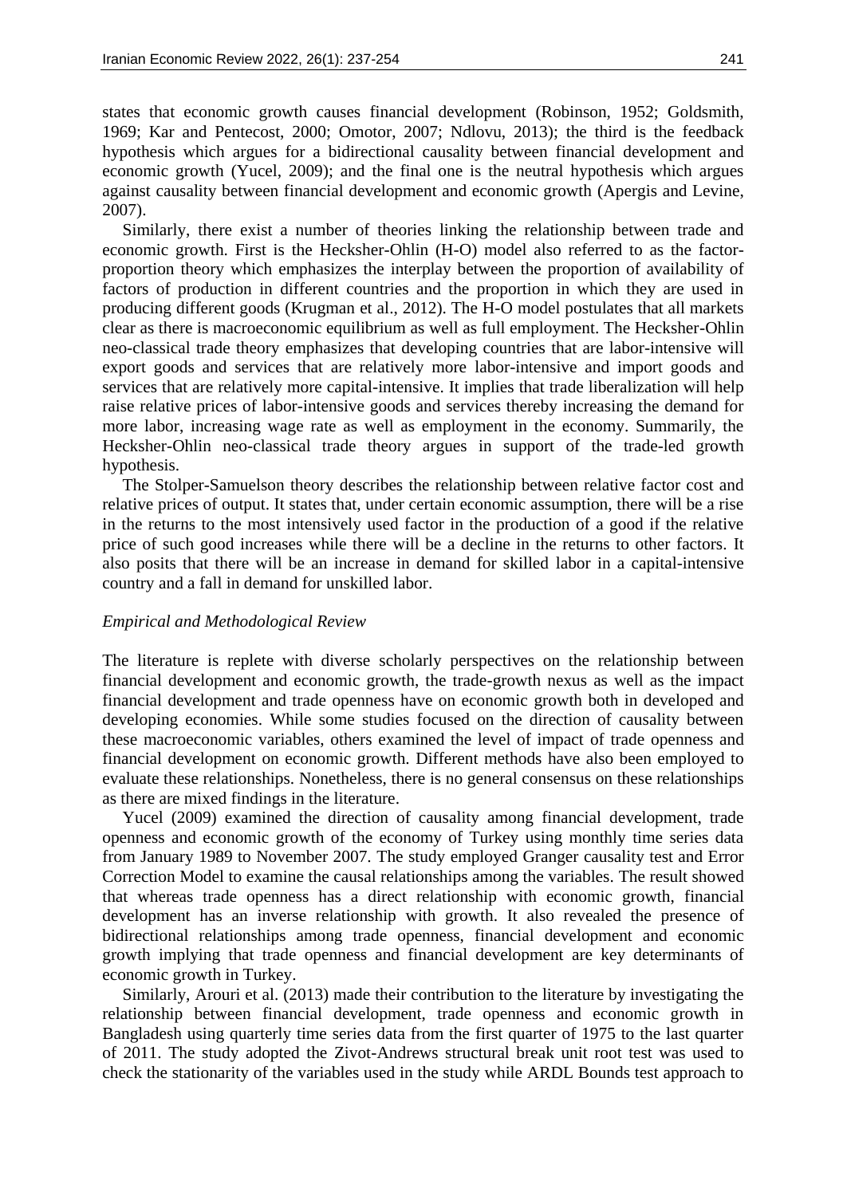states that economic growth causes financial development (Robinson, 1952; Goldsmith, 1969; Kar and Pentecost, 2000; Omotor, 2007; Ndlovu, 2013); the third is the feedback hypothesis which argues for a bidirectional causality between financial development and economic growth (Yucel, 2009); and the final one is the neutral hypothesis which argues against causality between financial development and economic growth (Apergis and Levine, 2007).

Similarly, there exist a number of theories linking the relationship between trade and economic growth. First is the Hecksher-Ohlin (H-O) model also referred to as the factor-proportion theory which emphasizes the interplay between the proportion of availability of factors of production in different countries and the proportion in which they are used in producing different goods (Krugman et al., 2012). The H-O model postulates that all markets clear as there is macroeconomic equilibrium as well as full employment. The Hecksher-Ohlin neo-classical trade theory emphasizes that developing countries that are labor-intensive will export goods and services that are relatively more labor-intensive and import goods and services that are relatively more capital-intensive. It implies that trade liberalization will help raise relative prices of labor-intensive goods and services thereby increasing the demand for more labor, increasing wage rate as well as employment in the economy. Summarily, the Hecksher-Ohlin neo-classical trade theory argues in support of the trade-led growth hypothesis.

The Stolper-Samuelson theory describes the relationship between relative factor cost and relative prices of output. It states that, under certain economic assumption, there will be a rise in the returns to the most intensively used factor in the production of a good if the relative price of such good increases while there will be a decline in the returns to other factors. It also posits that there will be an increase in demand for skilled labor in a capital-intensive country and a fall in demand for unskilled labor.

*Empirical and Methodological Review*

The literature is replete with diverse scholarly perspectives on the relationship between financial development and economic growth, the trade-growth nexus as well as the impact financial development and trade openness have on economic growth both in developed and developing economies. While some studies focused on the direction of causality between these macroeconomic variables, others examined the level of impact of trade openness and financial development on economic growth. Different methods have also been employed to evaluate these relationships. Nonetheless, there is no general consensus on these relationships as there are mixed findings in the literature.

Yucel (2009) examined the direction of causality among financial development, trade openness and economic growth of the economy of Turkey using monthly time series data from January 1989 to November 2007. The study employed Granger causality test and Error Correction Model to examine the causal relationships among the variables. The result showed that whereas trade openness has a direct relationship with economic growth, financial development has an inverse relationship with growth. It also revealed the presence of bidirectional relationships among trade openness, financial development and economic growth implying that trade openness and financial development are key determinants of economic growth in Turkey.

Similarly, Arouri et al. (2013) made their contribution to the literature by investigating the relationship between financial development, trade openness and economic growth in Bangladesh using quarterly time series data from the first quarter of 1975 to the last quarter of 2011. The study adopted the Zivot-Andrews structural break unit root test was used to check the stationarity of the variables used in the study while ARDL Bounds test approach to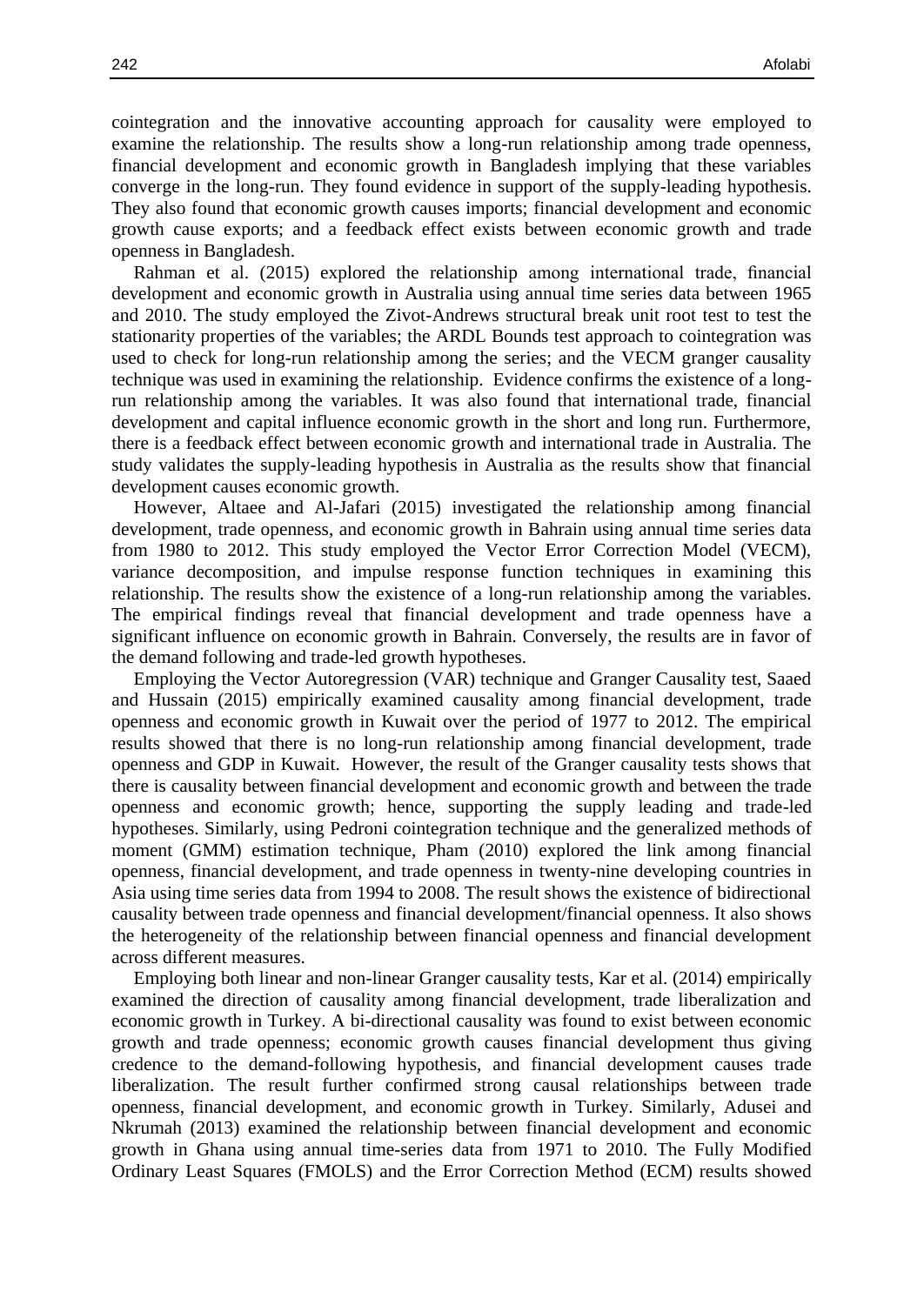cointegration and the innovative accounting approach for causality were employed to examine the relationship. The results show a long-run relationship among trade openness, financial development and economic growth in Bangladesh implying that these variables converge in the long-run. They found evidence in support of the supply-leading hypothesis. They also found that economic growth causes imports; financial development and economic growth cause exports; and a feedback effect exists between economic growth and trade openness in Bangladesh.

Rahman et al. (2015) explored the relationship among international trade, financial development and economic growth in Australia using annual time series data between 1965 and 2010. The study employed the Zivot-Andrews structural break unit root test to test the stationarity properties of the variables; the ARDL Bounds test approach to cointegration was used to check for long-run relationship among the series; and the VECM granger causality technique was used in examining the relationship. Evidence confirms the existence of a long-run relationship among the variables. It was also found that international trade, financial development and capital influence economic growth in the short and long run. Furthermore, there is a feedback effect between economic growth and international trade in Australia. The study validates the supply-leading hypothesis in Australia as the results show that financial development causes economic growth.

However, Altaee and Al-Jafari (2015) investigated the relationship among financial development, trade openness, and economic growth in Bahrain using annual time series data from 1980 to 2012. This study employed the Vector Error Correction Model (VECM), variance decomposition, and impulse response function techniques in examining this relationship. The results show the existence of a long-run relationship among the variables. The empirical findings reveal that financial development and trade openness have a significant influence on economic growth in Bahrain. Conversely, the results are in favor of the demand following and trade-led growth hypotheses.

Employing the Vector Autoregression (VAR) technique and Granger Causality test, Saaed and Hussain (2015) empirically examined causality among financial development, trade openness and economic growth in Kuwait over the period of 1977 to 2012. The empirical results showed that there is no long-run relationship among financial development, trade openness and GDP in Kuwait. However, the result of the Granger causality tests shows that there is causality between financial development and economic growth and between the trade openness and economic growth; hence, supporting the supply leading and trade-led hypotheses. Similarly, using Pedroni cointegration technique and the generalized methods of moment (GMM) estimation technique, Pham (2010) explored the link among financial openness, financial development, and trade openness in twenty-nine developing countries in Asia using time series data from 1994 to 2008. The result shows the existence of bidirectional causality between trade openness and financial development/financial openness. It also shows the heterogeneity of the relationship between financial openness and financial development across different measures.

Employing both linear and non-linear Granger causality tests, Kar et al. (2014) empirically examined the direction of causality among financial development, trade liberalization and economic growth in Turkey. A bi-directional causality was found to exist between economic growth and trade openness; economic growth causes financial development thus giving credence to the demand-following hypothesis, and financial development causes trade liberalization. The result further confirmed strong causal relationships between trade openness, financial development, and economic growth in Turkey. Similarly, Adusei and Nkrumah (2013) examined the relationship between financial development and economic growth in Ghana using annual time-series data from 1971 to 2010. The Fully Modified Ordinary Least Squares (FMOLS) and the Error Correction Method (ECM) results showed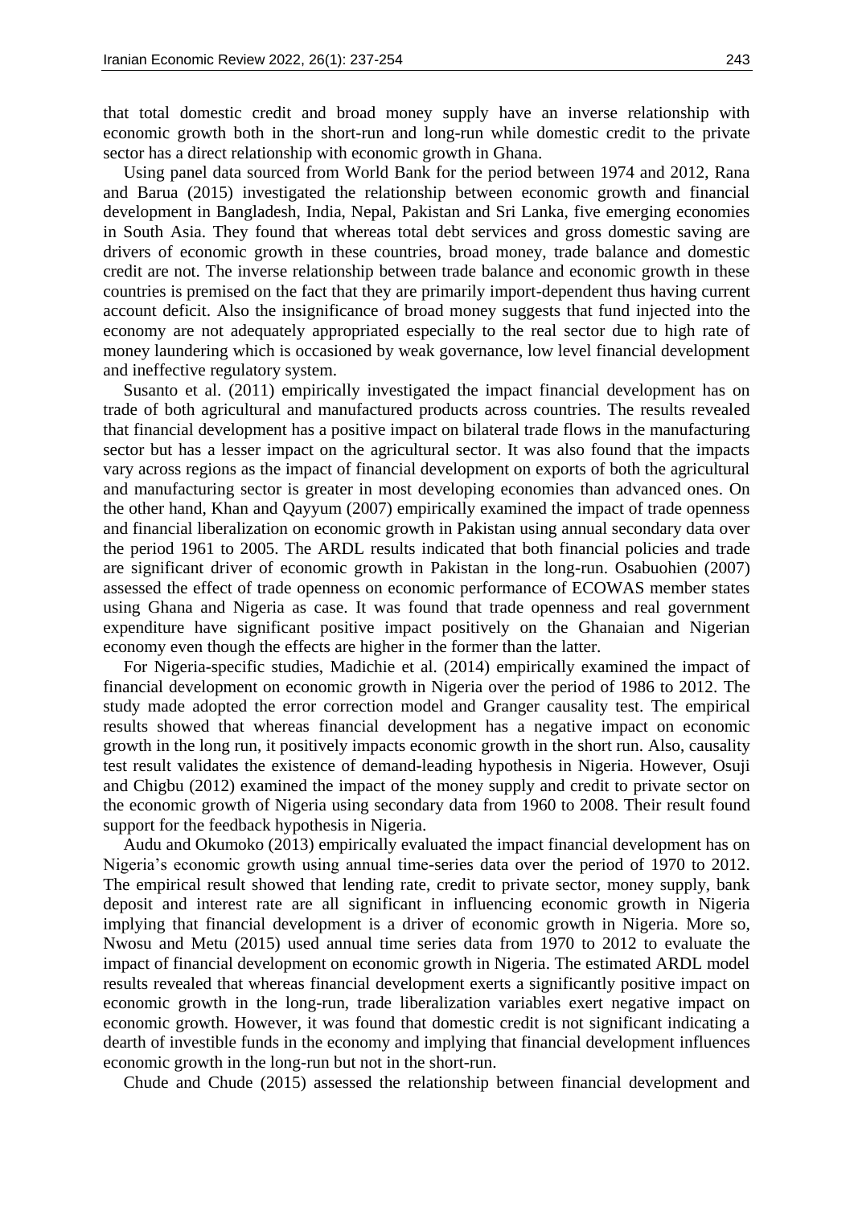that total domestic credit and broad money supply have an inverse relationship with economic growth both in the short-run and long-run while domestic credit to the private sector has a direct relationship with economic growth in Ghana.

Using panel data sourced from World Bank for the period between 1974 and 2012, Rana and Barua (2015) investigated the relationship between economic growth and financial development in Bangladesh, India, Nepal, Pakistan and Sri Lanka, five emerging economies in South Asia. They found that whereas total debt services and gross domestic saving are drivers of economic growth in these countries, broad money, trade balance and domestic credit are not. The inverse relationship between trade balance and economic growth in these countries is premised on the fact that they are primarily import-dependent thus having current account deficit. Also the insignificance of broad money suggests that fund injected into the economy are not adequately appropriated especially to the real sector due to high rate of money laundering which is occasioned by weak governance, low level financial development and ineffective regulatory system.

Susanto et al. (2011) empirically investigated the impact financial development has on trade of both agricultural and manufactured products across countries. The results revealed that financial development has a positive impact on bilateral trade flows in the manufacturing sector but has a lesser impact on the agricultural sector. It was also found that the impacts vary across regions as the impact of financial development on exports of both the agricultural and manufacturing sector is greater in most developing economies than advanced ones. On the other hand, Khan and Qayyum (2007) empirically examined the impact of trade openness and financial liberalization on economic growth in Pakistan using annual secondary data over the period 1961 to 2005. The ARDL results indicated that both financial policies and trade are significant driver of economic growth in Pakistan in the long-run. Osabuohien (2007) assessed the effect of trade openness on economic performance of ECOWAS member states using Ghana and Nigeria as case. It was found that trade openness and real government expenditure have significant positive impact positively on the Ghanaian and Nigerian economy even though the effects are higher in the former than the latter.

For Nigeria-specific studies, Madichie et al. (2014) empirically examined the impact of financial development on economic growth in Nigeria over the period of 1986 to 2012. The study made adopted the error correction model and Granger causality test. The empirical results showed that whereas financial development has a negative impact on economic growth in the long run, it positively impacts economic growth in the short run. Also, causality test result validates the existence of demand-leading hypothesis in Nigeria. However, Osuji and Chigbu (2012) examined the impact of the money supply and credit to private sector on the economic growth of Nigeria using secondary data from 1960 to 2008. Their result found support for the feedback hypothesis in Nigeria.

Audu and Okumoko (2013) empirically evaluated the impact financial development has on Nigeria's economic growth using annual time-series data over the period of 1970 to 2012. The empirical result showed that lending rate, credit to private sector, money supply, bank deposit and interest rate are all significant in influencing economic growth in Nigeria implying that financial development is a driver of economic growth in Nigeria. More so, Nwosu and Metu (2015) used annual time series data from 1970 to 2012 to evaluate the impact of financial development on economic growth in Nigeria. The estimated ARDL model results revealed that whereas financial development exerts a significantly positive impact on economic growth in the long-run, trade liberalization variables exert negative impact on economic growth. However, it was found that domestic credit is not significant indicating a dearth of investible funds in the economy and implying that financial development influences economic growth in the long-run but not in the short-run.

Chude and Chude (2015) assessed the relationship between financial development and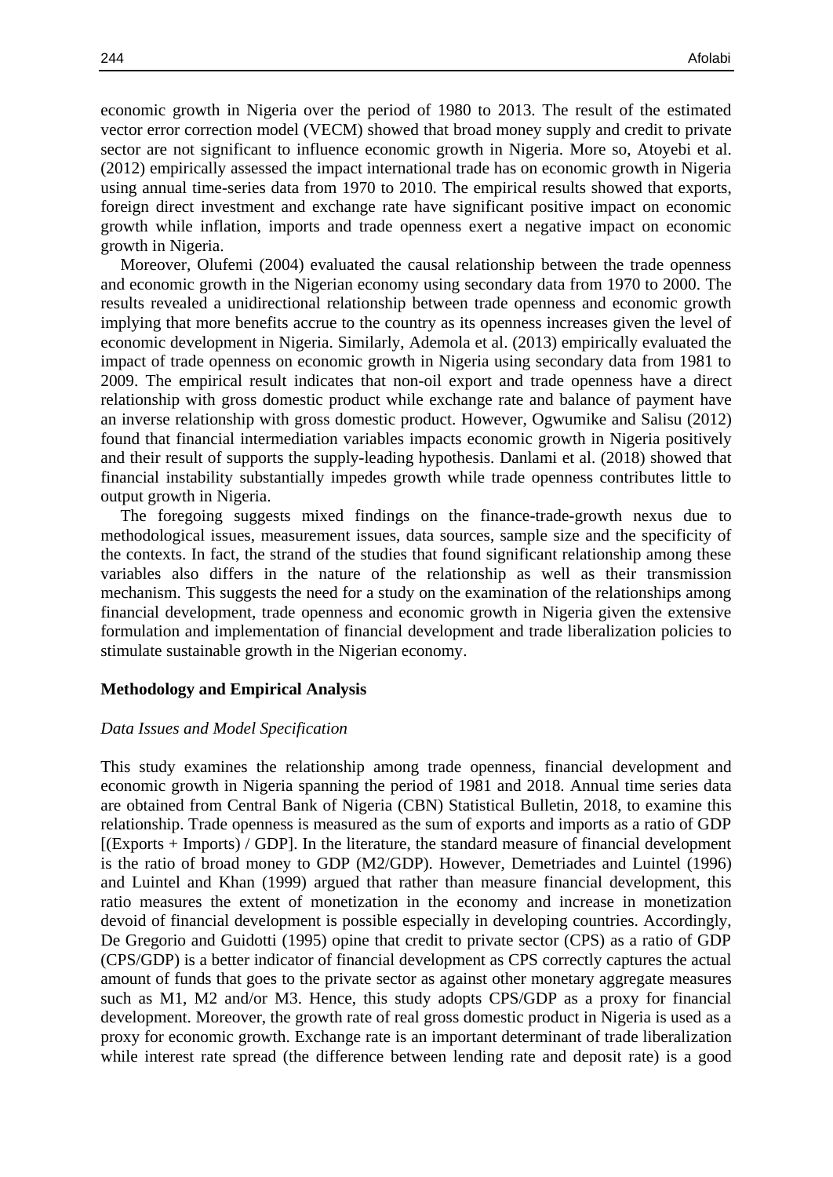economic growth in Nigeria over the period of 1980 to 2013. The result of the estimated vector error correction model (VECM) showed that broad money supply and credit to private sector are not significant to influence economic growth in Nigeria. More so, Atoyebi et al. (2012) empirically assessed the impact international trade has on economic growth in Nigeria using annual time-series data from 1970 to 2010. The empirical results showed that exports, foreign direct investment and exchange rate have significant positive impact on economic growth while inflation, imports and trade openness exert a negative impact on economic growth in Nigeria.

Moreover, Olufemi (2004) evaluated the causal relationship between the trade openness and economic growth in the Nigerian economy using secondary data from 1970 to 2000. The results revealed a unidirectional relationship between trade openness and economic growth implying that more benefits accrue to the country as its openness increases given the level of economic development in Nigeria. Similarly, Ademola et al. (2013) empirically evaluated the impact of trade openness on economic growth in Nigeria using secondary data from 1981 to 2009. The empirical result indicates that non-oil export and trade openness have a direct relationship with gross domestic product while exchange rate and balance of payment have an inverse relationship with gross domestic product. However, Ogwumike and Salisu (2012) found that financial intermediation variables impacts economic growth in Nigeria positively and their result of supports the supply-leading hypothesis. Danlami et al. (2018) showed that financial instability substantially impedes growth while trade openness contributes little to output growth in Nigeria.

The foregoing suggests mixed findings on the finance-trade-growth nexus due to methodological issues, measurement issues, data sources, sample size and the specificity of the contexts. In fact, the strand of the studies that found significant relationship among these variables also differs in the nature of the relationship as well as their transmission mechanism. This suggests the need for a study on the examination of the relationships among financial development, trade openness and economic growth in Nigeria given the extensive formulation and implementation of financial development and trade liberalization policies to stimulate sustainable growth in the Nigerian economy.

## Methodology and Empirical Analysis

### *Data Issues and Model Specification*

This study examines the relationship among trade openness, financial development and economic growth in Nigeria spanning the period of 1981 and 2018. Annual time series data are obtained from Central Bank of Nigeria (CBN) Statistical Bulletin, 2018, to examine this relationship. Trade openness is measured as the sum of exports and imports as a ratio of GDP [(Exports + Imports) / GDP]. In the literature, the standard measure of financial development is the ratio of broad money to GDP (M2/GDP). However, Demetriades and Luintel (1996) and Luintel and Khan (1999) argued that rather than measure financial development, this ratio measures the extent of monetization in the economy and increase in monetization devoid of financial development is possible especially in developing countries. Accordingly, De Gregorio and Guidotti (1995) opine that credit to private sector (CPS) as a ratio of GDP (CPS/GDP) is a better indicator of financial development as CPS correctly captures the actual amount of funds that goes to the private sector as against other monetary aggregate measures such as M1, M2 and/or M3. Hence, this study adopts CPS/GDP as a proxy for financial development. Moreover, the growth rate of real gross domestic product in Nigeria is used as a proxy for economic growth. Exchange rate is an important determinant of trade liberalization while interest rate spread (the difference between lending rate and deposit rate) is a good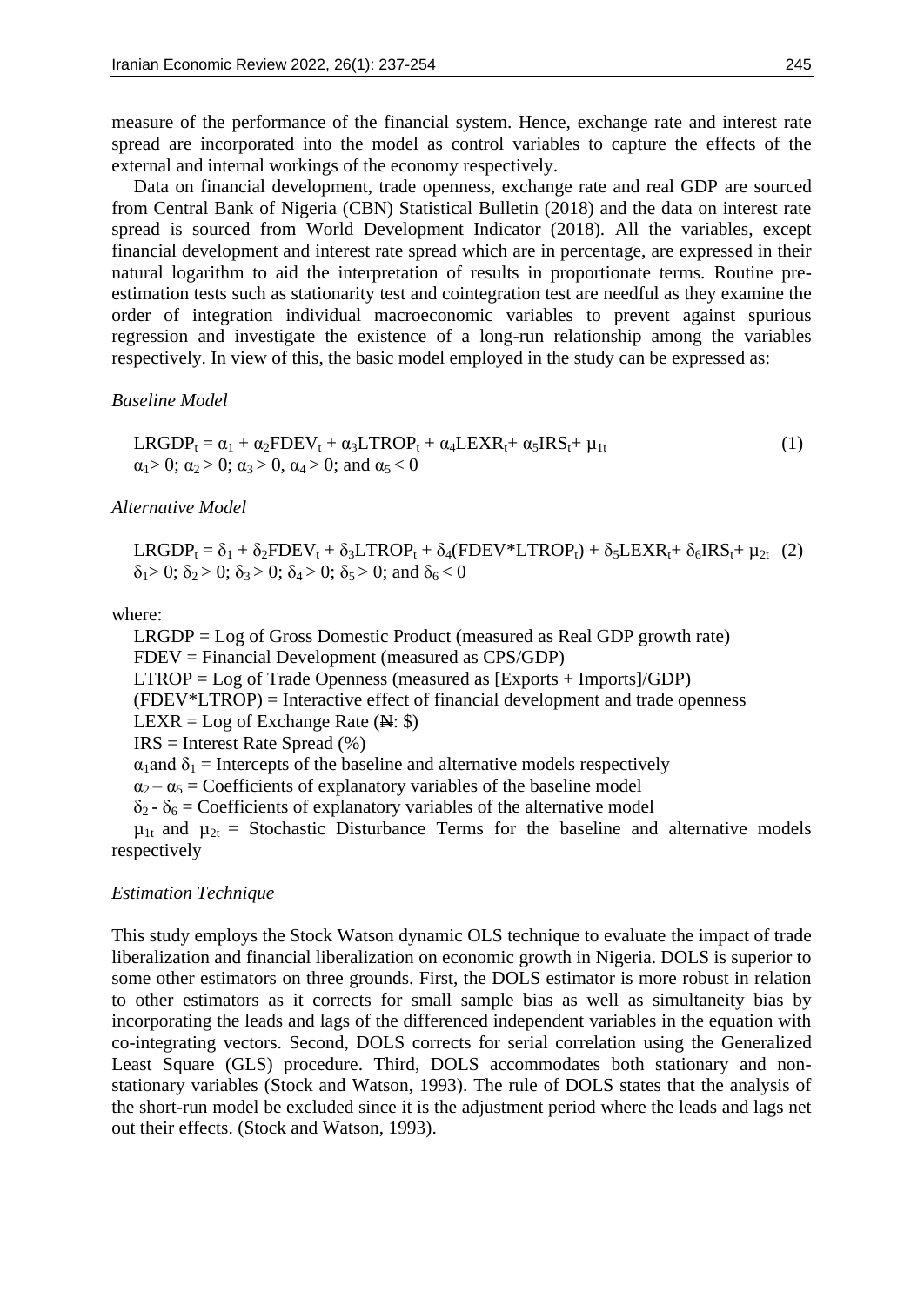measure of the performance of the financial system. Hence, exchange rate and interest rate spread are incorporated into the model as control variables to capture the effects of the external and internal workings of the economy respectively.

Data on financial development, trade openness, exchange rate and real GDP are sourced from Central Bank of Nigeria (CBN) Statistical Bulletin (2018) and the data on interest rate spread is sourced from World Development Indicator (2018). All the variables, except financial development and interest rate spread which are in percentage, are expressed in their natural logarithm to aid the interpretation of results in proportionate terms. Routine pre-estimation tests such as stationarity test and cointegration test are needful as they examine the order of integration individual macroeconomic variables to prevent against spurious regression and investigate the existence of a long-run relationship among the variables respectively. In view of this, the basic model employed in the study can be expressed as:

*Baseline Model*

$$LRGDP_t = \alpha_1 + \alpha_2 FDEV_t + \alpha_3 LTROP_t + \alpha_4 LEXR_t + \alpha_5 IRS_t + \mu_{1t} \quad (1)$$

$\alpha_1 > 0$; $\alpha_2 > 0$; $\alpha_3 > 0$, $\alpha_4 > 0$; and $\alpha_5 < 0$

*Alternative Model*

$$LRGDP_t = \delta_1 + \delta_2 FDEV_t + \delta_3 LTROP_t + \delta_4 (FDEV*LTROP_t) + \delta_5 LEXR_t + \delta_6 IRS_t + \mu_{2t} \quad (2)$$

$\delta_1 > 0$; $\delta_2 > 0$; $\delta_3 > 0$; $\delta_4 > 0$; $\delta_5 > 0$; and $\delta_6 < 0$

where:

LRGDP = Log of Gross Domestic Product (measured as Real GDP growth rate)
FDEV = Financial Development (measured as CPS/GDP)
LTROP = Log of Trade Openness (measured as [Exports + Imports]/GDP)
(FDEV*LTROP) = Interactive effect of financial development and trade openness
LEXR = Log of Exchange Rate (₦: $)
IRS = Interest Rate Spread (%)
$\alpha_1$ and $\delta_1$ = Intercepts of the baseline and alternative models respectively
$\alpha_2 – \alpha_5$ = Coefficients of explanatory variables of the baseline model
$\delta_2$ - $\delta_6$ = Coefficients of explanatory variables of the alternative model
$\mu_{1t}$ and $\mu_{2t}$ = Stochastic Disturbance Terms for the baseline and alternative models respectively

*Estimation Technique*

This study employs the Stock Watson dynamic OLS technique to evaluate the impact of trade liberalization and financial liberalization on economic growth in Nigeria. DOLS is superior to some other estimators on three grounds. First, the DOLS estimator is more robust in relation to other estimators as it corrects for small sample bias as well as simultaneity bias by incorporating the leads and lags of the differenced independent variables in the equation with co-integrating vectors. Second, DOLS corrects for serial correlation using the Generalized Least Square (GLS) procedure. Third, DOLS accommodates both stationary and non-stationary variables (Stock and Watson, 1993). The rule of DOLS states that the analysis of the short-run model be excluded since it is the adjustment period where the leads and lags net out their effects. (Stock and Watson, 1993).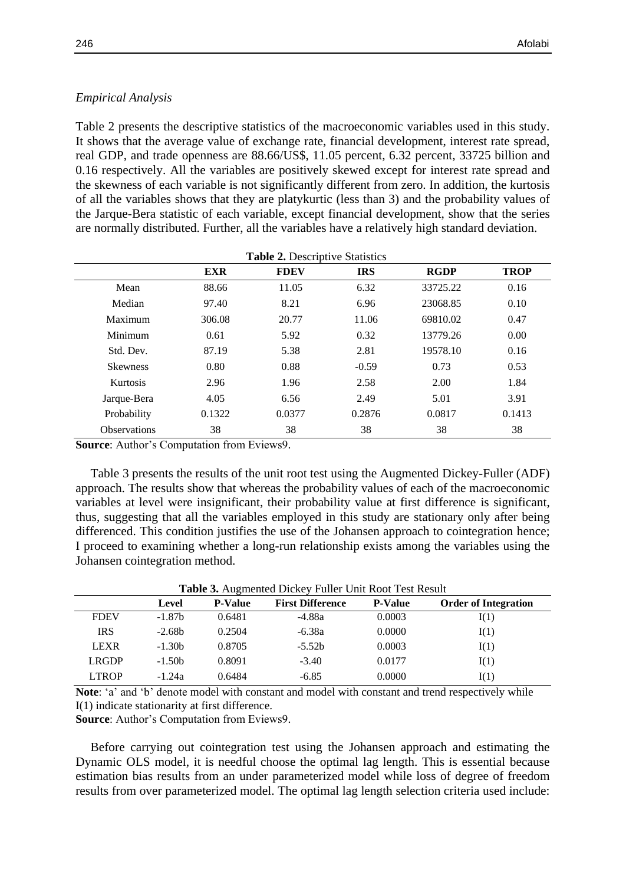*Empirical Analysis*

Table 2 presents the descriptive statistics of the macroeconomic variables used in this study. It shows that the average value of exchange rate, financial development, interest rate spread, real GDP, and trade openness are 88.66/US$, 11.05 percent, 6.32 percent, 33725 billion and 0.16 respectively. All the variables are positively skewed except for interest rate spread and the skewness of each variable is not significantly different from zero. In addition, the kurtosis of all the variables shows that they are platykurtic (less than 3) and the probability values of the Jarque-Bera statistic of each variable, except financial development, show that the series are normally distributed. Further, all the variables have a relatively high standard deviation.

**Table 2.** Descriptive Statistics

| | EXR | FDEV | IRS | RGDP | TROP |
|---|---|---|---|---|---|
| Mean | 88.66 | 11.05 | 6.32 | 33725.22 | 0.16 |
| Median | 97.40 | 8.21 | 6.96 | 23068.85 | 0.10 |
| Maximum | 306.08 | 20.77 | 11.06 | 69810.02 | 0.47 |
| Minimum | 0.61 | 5.92 | 0.32 | 13779.26 | 0.00 |
| Std. Dev. | 87.19 | 5.38 | 2.81 | 19578.10 | 0.16 |
| Skewness | 0.80 | 0.88 | -0.59 | 0.73 | 0.53 |
| Kurtosis | 2.96 | 1.96 | 2.58 | 2.00 | 1.84 |
| Jarque-Bera | 4.05 | 6.56 | 2.49 | 5.01 | 3.91 |
| Probability | 0.1322 | 0.0377 | 0.2876 | 0.0817 | 0.1413 |
| Observations | 38 | 38 | 38 | 38 | 38 |

**Source**: Author's Computation from Eviews9.

Table 3 presents the results of the unit root test using the Augmented Dickey-Fuller (ADF) approach. The results show that whereas the probability values of each of the macroeconomic variables at level were insignificant, their probability value at first difference is significant, thus, suggesting that all the variables employed in this study are stationary only after being differenced. This condition justifies the use of the Johansen approach to cointegration hence; I proceed to examining whether a long-run relationship exists among the variables using the Johansen cointegration method.

**Table 3.** Augmented Dickey Fuller Unit Root Test Result

| | Level | P-Value | First Difference | P-Value | Order of Integration |
|---|---|---|---|---|---|
| FDEV | -1.87b | 0.6481 | -4.88a | 0.0003 | I(1) |
| IRS | -2.68b | 0.2504 | -6.38a | 0.0000 | I(1) |
| LEXR | -1.30b | 0.8705 | -5.52b | 0.0003 | I(1) |
| LRGDP | -1.50b | 0.8091 | -3.40 | 0.0177 | I(1) |
| LTROP | -1.24a | 0.6484 | -6.85 | 0.0000 | I(1) |

**Note**: 'a' and 'b' denote model with constant and model with constant and trend respectively while I(1) indicate stationarity at first difference.

**Source**: Author's Computation from Eviews9.

Before carrying out cointegration test using the Johansen approach and estimating the Dynamic OLS model, it is needful choose the optimal lag length. This is essential because estimation bias results from an under parameterized model while loss of degree of freedom results from over parameterized model. The optimal lag length selection criteria used include: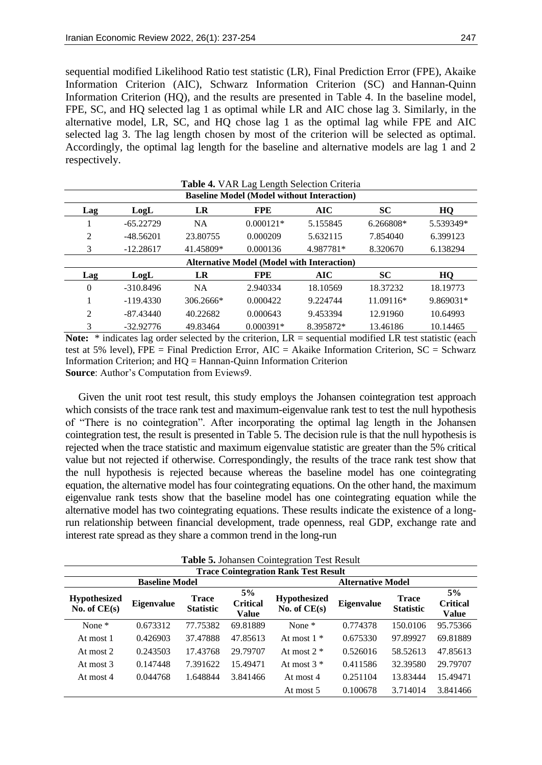sequential modified Likelihood Ratio test statistic (LR), Final Prediction Error (FPE), Akaike Information Criterion (AIC), Schwarz Information Criterion (SC) and Hannan-Quinn Information Criterion (HQ), and the results are presented in Table 4. In the baseline model, FPE, SC, and HQ selected lag 1 as optimal while LR and AIC chose lag 3. Similarly, in the alternative model, LR, SC, and HQ chose lag 1 as the optimal lag while FPE and AIC selected lag 3. The lag length chosen by most of the criterion will be selected as optimal. Accordingly, the optimal lag length for the baseline and alternative models are lag 1 and 2 respectively.

**Table 4.** VAR Lag Length Selection Criteria

| **Baseline Model (Model without Interaction)** | | | | | | |
|---|---|---|---|---|---|---|
| **Lag** | **LogL** | **LR** | **FPE** | **AIC** | **SC** | **HQ** |
| 1 | -65.22729 | NA | 0.000121* | 5.155845 | 6.266808* | 5.539349* |
| 2 | -48.56201 | 23.80755 | 0.000209 | 5.632115 | 7.854040 | 6.399123 |
| 3 | -12.28617 | 41.45809* | 0.000136 | 4.987781* | 8.320670 | 6.138294 |
| **Alternative Model (Model with Interaction)** | | | | | | |
| **Lag** | **LogL** | **LR** | **FPE** | **AIC** | **SC** | **HQ** |
| 0 | -310.8496 | NA | 2.940334 | 18.10569 | 18.37232 | 18.19773 |
| 1 | -119.4330 | 306.2666* | 0.000422 | 9.224744 | 11.09116* | 9.869031* |
| 2 | -87.43440 | 40.22682 | 0.000643 | 9.453394 | 12.91960 | 10.64993 |
| 3 | -32.92776 | 49.83464 | 0.000391* | 8.395872* | 13.46186 | 10.14465 |

**Note:** * indicates lag order selected by the criterion, LR = sequential modified LR test statistic (each test at 5% level), FPE = Final Prediction Error, AIC = Akaike Information Criterion, SC = Schwarz Information Criterion; and HQ = Hannan-Quinn Information Criterion

**Source**: Author's Computation from Eviews9.

Given the unit root test result, this study employs the Johansen cointegration test approach which consists of the trace rank test and maximum-eigenvalue rank test to test the null hypothesis of "There is no cointegration". After incorporating the optimal lag length in the Johansen cointegration test, the result is presented in Table 5. The decision rule is that the null hypothesis is rejected when the trace statistic and maximum eigenvalue statistic are greater than the 5% critical value but not rejected if otherwise. Correspondingly, the results of the trace rank test show that the null hypothesis is rejected because whereas the baseline model has one cointegrating equation, the alternative model has four cointegrating equations. On the other hand, the maximum eigenvalue rank tests show that the baseline model has one cointegrating equation while the alternative model has two cointegrating equations. These results indicate the existence of a long-run relationship between financial development, trade openness, real GDP, exchange rate and interest rate spread as they share a common trend in the long-run

**Table 5.** Johansen Cointegration Test Result

| **Trace Cointegration Rank Test Result** | | | | | | | |
|---|---|---|---|---|---|---|---|
| **Baseline Model** | | | | **Alternative Model** | | | |
| **Hypothesized No. of CE(s)** | **Eigenvalue** | **Trace Statistic** | **5% Critical Value** | **Hypothesized No. of CE(s)** | **Eigenvalue** | **Trace Statistic** | **5% Critical Value** |
| None * | 0.673312 | 77.75382 | 69.81889 | None * | 0.774378 | 150.0106 | 95.75366 |
| At most 1 | 0.426903 | 37.47888 | 47.85613 | At most 1 * | 0.675330 | 97.89927 | 69.81889 |
| At most 2 | 0.243503 | 17.43768 | 29.79707 | At most 2 * | 0.526016 | 58.52613 | 47.85613 |
| At most 3 | 0.147448 | 7.391622 | 15.49471 | At most 3 * | 0.411586 | 32.39580 | 29.79707 |
| At most 4 | 0.044768 | 1.648844 | 3.841466 | At most 4 | 0.251104 | 13.83444 | 15.49471 |
| | | | | At most 5 | 0.100678 | 3.714014 | 3.841466 |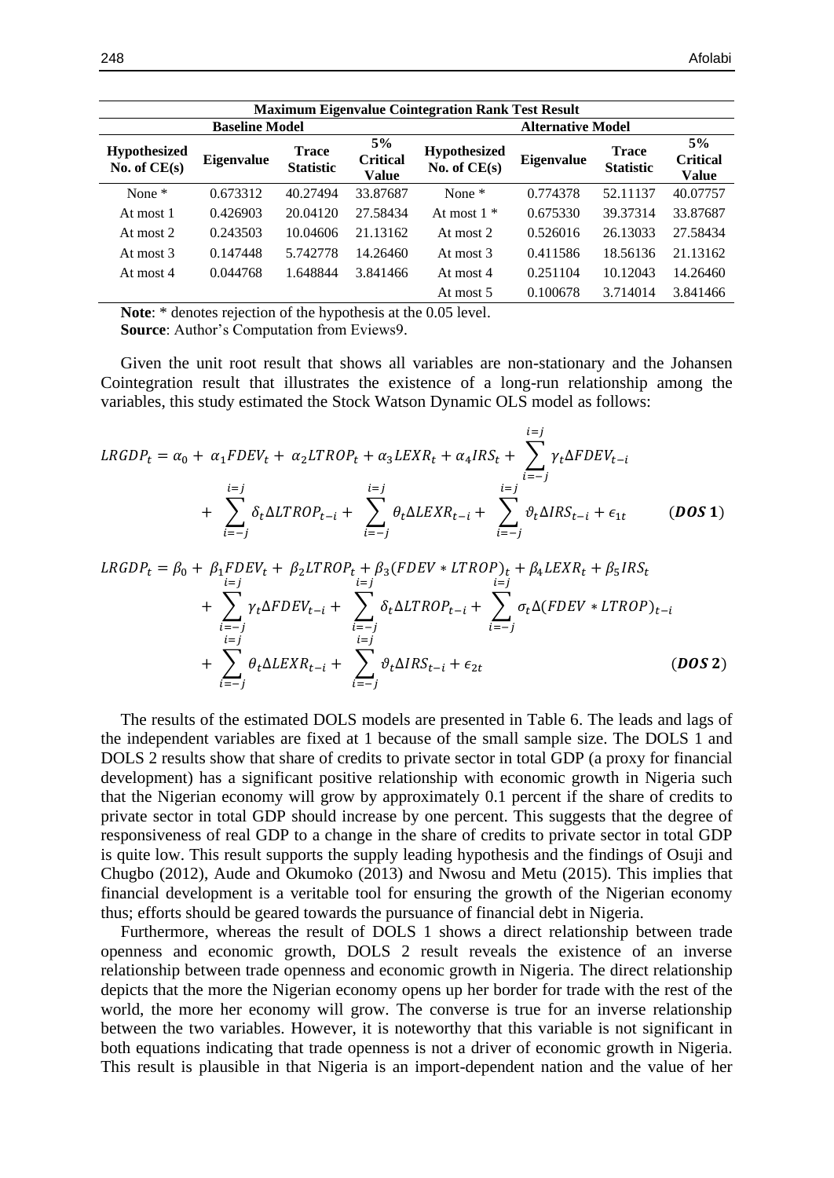| Maximum Eigenvalue Cointegration Rank Test Result | | | | | | | |
|---|---|---|---|---|---|---|---|
| Baseline Model | | | | Alternative Model | | | |
| **Hypothesized No. of CE(s)** | **Eigenvalue** | **Trace Statistic** | **5% Critical Value** | **Hypothesized No. of CE(s)** | **Eigenvalue** | **Trace Statistic** | **5% Critical Value** |
| None * | 0.673312 | 40.27494 | 33.87687 | None * | 0.774378 | 52.11137 | 40.07757 |
| At most 1 | 0.426903 | 20.04120 | 27.58434 | At most 1 * | 0.675330 | 39.37314 | 33.87687 |
| At most 2 | 0.243503 | 10.04606 | 21.13162 | At most 2 | 0.526016 | 26.13033 | 27.58434 |
| At most 3 | 0.147448 | 5.742778 | 14.26460 | At most 3 | 0.411586 | 18.56136 | 21.13162 |
| At most 4 | 0.044768 | 1.648844 | 3.841466 | At most 4 | 0.251104 | 10.12043 | 14.26460 |
| | | | | At most 5 | 0.100678 | 3.714014 | 3.841466 |

**Note**: * denotes rejection of the hypothesis at the 0.05 level.
**Source**: Author's Computation from Eviews9.

Given the unit root result that shows all variables are non-stationary and the Johansen Cointegration result that illustrates the existence of a long-run relationship among the variables, this study estimated the Stock Watson Dynamic OLS model as follows:

$$LRGDP_t = \alpha_0 + \alpha_1 FDEV_t + \alpha_2 LTROP_t + \alpha_3 LEXR_t + \alpha_4 IRS_t + \sum_{i=-j}^{i=j} \gamma_t \Delta FDEV_{t-i} + \sum_{i=-j}^{i=j} \delta_t \Delta LTROP_{t-i} + \sum_{i=-j}^{i=j} \theta_t \Delta LEXR_{t-i} + \sum_{i=-j}^{i=j} \vartheta_t \Delta IRS_{t-i} + \epsilon_{1t} \qquad (\boldsymbol{DOS\ 1})$$

$$LRGDP_t = \beta_0 + \beta_1 FDEV_t + \beta_2 LTROP_t + \beta_3 (FDEV * LTROP)_t + \beta_4 LEXR_t + \beta_5 IRS_t + \sum_{i=-j}^{i=j} \gamma_t \Delta FDEV_{t-i} + \sum_{i=-j}^{i=j} \delta_t \Delta LTROP_{t-i} + \sum_{i=-j}^{i=j} \sigma_t \Delta (FDEV * LTROP)_{t-i} + \sum_{i=-j}^{i=j} \theta_t \Delta LEXR_{t-i} + \sum_{i=-j}^{i=j} \vartheta_t \Delta IRS_{t-i} + \epsilon_{2t} \qquad (\boldsymbol{DOS\ 2})$$

The results of the estimated DOLS models are presented in Table 6. The leads and lags of the independent variables are fixed at 1 because of the small sample size. The DOLS 1 and DOLS 2 results show that share of credits to private sector in total GDP (a proxy for financial development) has a significant positive relationship with economic growth in Nigeria such that the Nigerian economy will grow by approximately 0.1 percent if the share of credits to private sector in total GDP should increase by one percent. This suggests that the degree of responsiveness of real GDP to a change in the share of credits to private sector in total GDP is quite low. This result supports the supply leading hypothesis and the findings of Osuji and Chugbo (2012), Aude and Okumoko (2013) and Nwosu and Metu (2015). This implies that financial development is a veritable tool for ensuring the growth of the Nigerian economy thus; efforts should be geared towards the pursuance of financial debt in Nigeria.

Furthermore, whereas the result of DOLS 1 shows a direct relationship between trade openness and economic growth, DOLS 2 result reveals the existence of an inverse relationship between trade openness and economic growth in Nigeria. The direct relationship depicts that the more the Nigerian economy opens up her border for trade with the rest of the world, the more her economy will grow. The converse is true for an inverse relationship between the two variables. However, it is noteworthy that this variable is not significant in both equations indicating that trade openness is not a driver of economic growth in Nigeria. This result is plausible in that Nigeria is an import-dependent nation and the value of her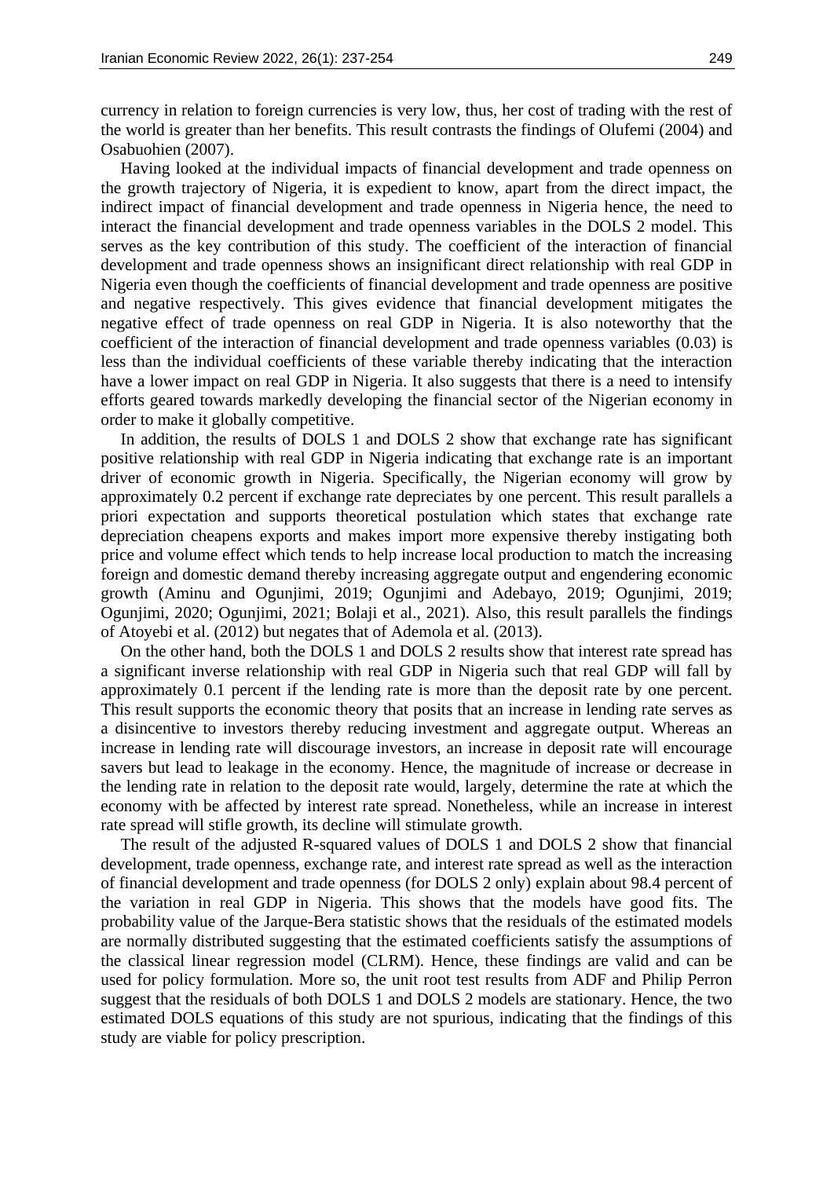currency in relation to foreign currencies is very low, thus, her cost of trading with the rest of the world is greater than her benefits. This result contrasts the findings of Olufemi (2004) and Osabuohien (2007).

Having looked at the individual impacts of financial development and trade openness on the growth trajectory of Nigeria, it is expedient to know, apart from the direct impact, the indirect impact of financial development and trade openness in Nigeria hence, the need to interact the financial development and trade openness variables in the DOLS 2 model. This serves as the key contribution of this study. The coefficient of the interaction of financial development and trade openness shows an insignificant direct relationship with real GDP in Nigeria even though the coefficients of financial development and trade openness are positive and negative respectively. This gives evidence that financial development mitigates the negative effect of trade openness on real GDP in Nigeria. It is also noteworthy that the coefficient of the interaction of financial development and trade openness variables (0.03) is less than the individual coefficients of these variable thereby indicating that the interaction have a lower impact on real GDP in Nigeria. It also suggests that there is a need to intensify efforts geared towards markedly developing the financial sector of the Nigerian economy in order to make it globally competitive.

In addition, the results of DOLS 1 and DOLS 2 show that exchange rate has significant positive relationship with real GDP in Nigeria indicating that exchange rate is an important driver of economic growth in Nigeria. Specifically, the Nigerian economy will grow by approximately 0.2 percent if exchange rate depreciates by one percent. This result parallels a priori expectation and supports theoretical postulation which states that exchange rate depreciation cheapens exports and makes import more expensive thereby instigating both price and volume effect which tends to help increase local production to match the increasing foreign and domestic demand thereby increasing aggregate output and engendering economic growth (Aminu and Ogunjimi, 2019; Ogunjimi and Adebayo, 2019; Ogunjimi, 2019; Ogunjimi, 2020; Ogunjimi, 2021; Bolaji et al., 2021). Also, this result parallels the findings of Atoyebi et al. (2012) but negates that of Ademola et al. (2013).

On the other hand, both the DOLS 1 and DOLS 2 results show that interest rate spread has a significant inverse relationship with real GDP in Nigeria such that real GDP will fall by approximately 0.1 percent if the lending rate is more than the deposit rate by one percent. This result supports the economic theory that posits that an increase in lending rate serves as a disincentive to investors thereby reducing investment and aggregate output. Whereas an increase in lending rate will discourage investors, an increase in deposit rate will encourage savers but lead to leakage in the economy. Hence, the magnitude of increase or decrease in the lending rate in relation to the deposit rate would, largely, determine the rate at which the economy with be affected by interest rate spread. Nonetheless, while an increase in interest rate spread will stifle growth, its decline will stimulate growth.

The result of the adjusted R-squared values of DOLS 1 and DOLS 2 show that financial development, trade openness, exchange rate, and interest rate spread as well as the interaction of financial development and trade openness (for DOLS 2 only) explain about 98.4 percent of the variation in real GDP in Nigeria. This shows that the models have good fits. The probability value of the Jarque-Bera statistic shows that the residuals of the estimated models are normally distributed suggesting that the estimated coefficients satisfy the assumptions of the classical linear regression model (CLRM). Hence, these findings are valid and can be used for policy formulation. More so, the unit root test results from ADF and Philip Perron suggest that the residuals of both DOLS 1 and DOLS 2 models are stationary. Hence, the two estimated DOLS equations of this study are not spurious, indicating that the findings of this study are viable for policy prescription.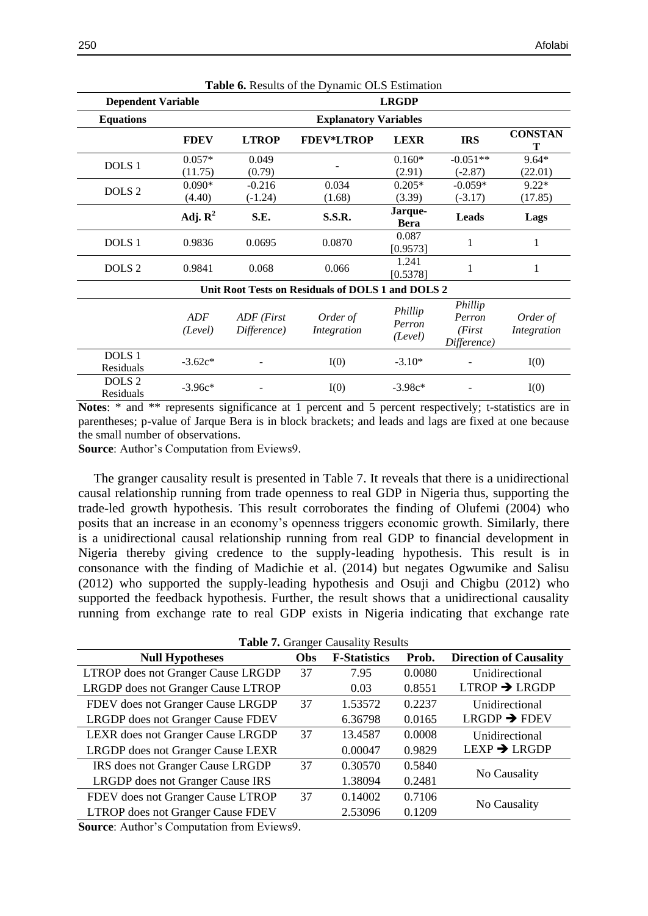**Table 6.** Results of the Dynamic OLS Estimation

| Dependent Variable | LRGDP | | | | | |
|---|---|---|---|---|---|---|
| **Equations** | **Explanatory Variables** | | | | | |
| | **FDEV** | **LTROP** | **FDEV*LTROP** | **LEXR** | **IRS** | **CONSTANT** |
| DOLS 1 | 0.057* (11.75) | 0.049 (0.79) | - | 0.160* (2.91) | -0.051** (-2.87) | 9.64* (22.01) |
| DOLS 2 | 0.090* (4.40) | -0.216 (-1.24) | 0.034 (1.68) | 0.205* (3.39) | -0.059* (-3.17) | 9.22* (17.85) |
| | **Adj. $R^2$** | **S.E.** | **S.S.R.** | **Jarque-Bera** | **Leads** | **Lags** |
| DOLS 1 | 0.9836 | 0.0695 | 0.0870 | 0.087 [0.9573] | 1 | 1 |
| DOLS 2 | 0.9841 | 0.068 | 0.066 | 1.241 [0.5378] | 1 | 1 |
| **Unit Root Tests on Residuals of DOLS 1 and DOLS 2** | | | | | | |
| | *ADF (Level)* | *ADF (First Difference)* | *Order of Integration* | *Phillip Perron (Level)* | *Phillip Perron (First Difference)* | *Order of Integration* |
| DOLS 1 Residuals | -3.62c* | - | I(0) | -3.10* | - | I(0) |
| DOLS 2 Residuals | -3.96c* | - | I(0) | -3.98c* | - | I(0) |

**Notes**: * and ** represents significance at 1 percent and 5 percent respectively; t-statistics are in parentheses; p-value of Jarque Bera is in block brackets; and leads and lags are fixed at one because the small number of observations.

**Source**: Author's Computation from Eviews9.

The granger causality result is presented in Table 7. It reveals that there is a unidirectional causal relationship running from trade openness to real GDP in Nigeria thus, supporting the trade-led growth hypothesis. This result corroborates the finding of Olufemi (2004) who posits that an increase in an economy's openness triggers economic growth. Similarly, there is a unidirectional causal relationship running from real GDP to financial development in Nigeria thereby giving credence to the supply-leading hypothesis. This result is in consonance with the finding of Madichie et al. (2014) but negates Ogwumike and Salisu (2012) who supported the supply-leading hypothesis and Osuji and Chigbu (2012) who supported the feedback hypothesis. Further, the result shows that a unidirectional causality running from exchange rate to real GDP exists in Nigeria indicating that exchange rate

**Table 7.** Granger Causality Results

| Null Hypotheses | Obs | F-Statistics | Prob. | Direction of Causality |
|---|---|---|---|---|
| LTROP does not Granger Cause LRGDP | 37 | 7.95 | 0.0080 | Unidirectional |
| LRGDP does not Granger Cause LTROP | | 0.03 | 0.8551 | LTROP → LRGDP |
| FDEV does not Granger Cause LRGDP | 37 | 1.53572 | 0.2237 | Unidirectional |
| LRGDP does not Granger Cause FDEV | | 6.36798 | 0.0165 | LRGDP → FDEV |
| LEXR does not Granger Cause LRGDP | 37 | 13.4587 | 0.0008 | Unidirectional |
| LRGDP does not Granger Cause LEXR | | 0.00047 | 0.9829 | LEXP → LRGDP |
| IRS does not Granger Cause LRGDP | 37 | 0.30570 | 0.5840 | No Causality |
| LRGDP does not Granger Cause IRS | | 1.38094 | 0.2481 | |
| FDEV does not Granger Cause LTROP | 37 | 0.14002 | 0.7106 | No Causality |
| LTROP does not Granger Cause FDEV | | 2.53096 | 0.1209 | |

**Source**: Author's Computation from Eviews9.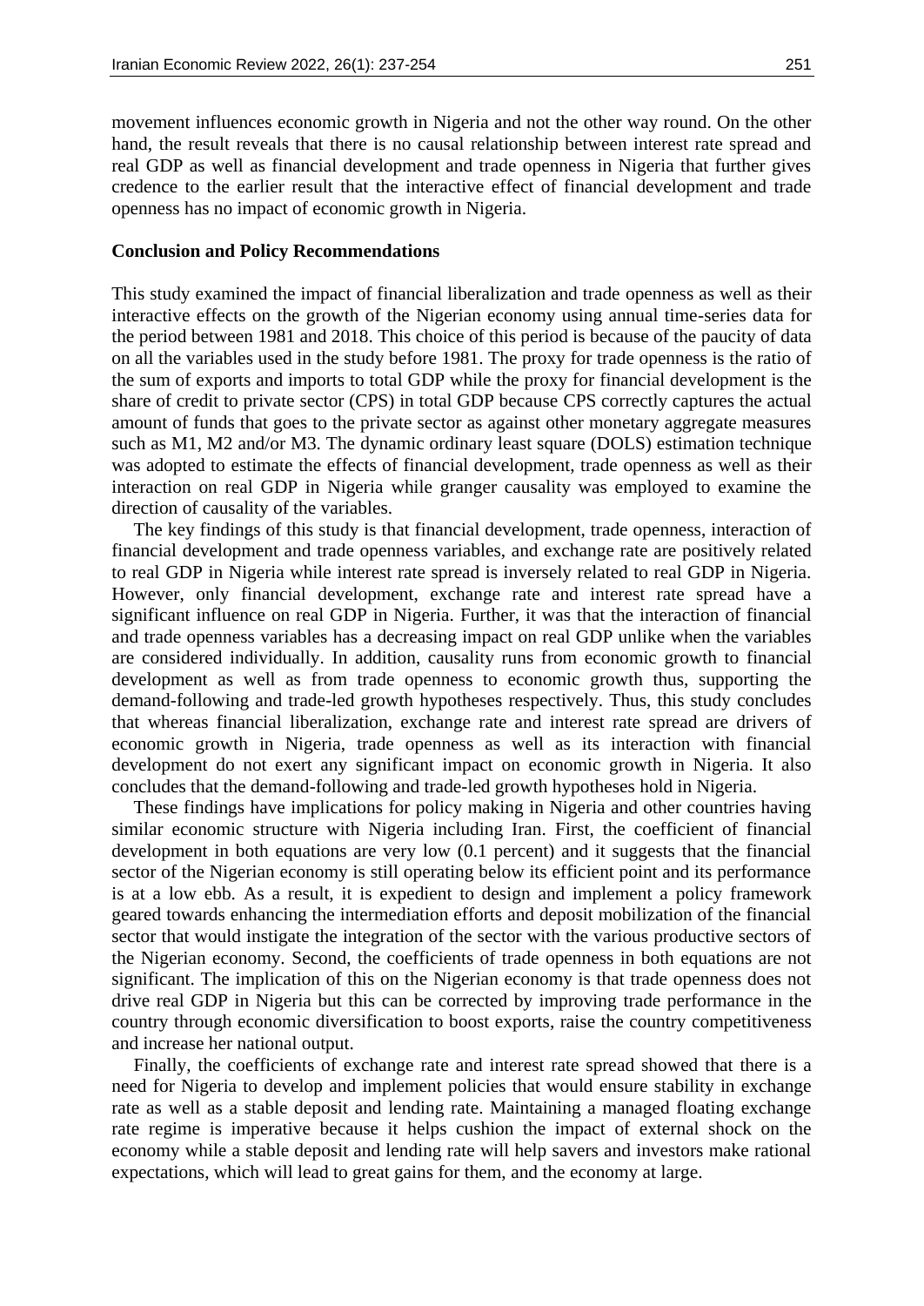movement influences economic growth in Nigeria and not the other way round. On the other hand, the result reveals that there is no causal relationship between interest rate spread and real GDP as well as financial development and trade openness in Nigeria that further gives credence to the earlier result that the interactive effect of financial development and trade openness has no impact of economic growth in Nigeria.

## Conclusion and Policy Recommendations

This study examined the impact of financial liberalization and trade openness as well as their interactive effects on the growth of the Nigerian economy using annual time-series data for the period between 1981 and 2018. This choice of this period is because of the paucity of data on all the variables used in the study before 1981. The proxy for trade openness is the ratio of the sum of exports and imports to total GDP while the proxy for financial development is the share of credit to private sector (CPS) in total GDP because CPS correctly captures the actual amount of funds that goes to the private sector as against other monetary aggregate measures such as M1, M2 and/or M3. The dynamic ordinary least square (DOLS) estimation technique was adopted to estimate the effects of financial development, trade openness as well as their interaction on real GDP in Nigeria while granger causality was employed to examine the direction of causality of the variables.

The key findings of this study is that financial development, trade openness, interaction of financial development and trade openness variables, and exchange rate are positively related to real GDP in Nigeria while interest rate spread is inversely related to real GDP in Nigeria. However, only financial development, exchange rate and interest rate spread have a significant influence on real GDP in Nigeria. Further, it was that the interaction of financial and trade openness variables has a decreasing impact on real GDP unlike when the variables are considered individually. In addition, causality runs from economic growth to financial development as well as from trade openness to economic growth thus, supporting the demand-following and trade-led growth hypotheses respectively. Thus, this study concludes that whereas financial liberalization, exchange rate and interest rate spread are drivers of economic growth in Nigeria, trade openness as well as its interaction with financial development do not exert any significant impact on economic growth in Nigeria. It also concludes that the demand-following and trade-led growth hypotheses hold in Nigeria.

These findings have implications for policy making in Nigeria and other countries having similar economic structure with Nigeria including Iran. First, the coefficient of financial development in both equations are very low (0.1 percent) and it suggests that the financial sector of the Nigerian economy is still operating below its efficient point and its performance is at a low ebb. As a result, it is expedient to design and implement a policy framework geared towards enhancing the intermediation efforts and deposit mobilization of the financial sector that would instigate the integration of the sector with the various productive sectors of the Nigerian economy. Second, the coefficients of trade openness in both equations are not significant. The implication of this on the Nigerian economy is that trade openness does not drive real GDP in Nigeria but this can be corrected by improving trade performance in the country through economic diversification to boost exports, raise the country competitiveness and increase her national output.

Finally, the coefficients of exchange rate and interest rate spread showed that there is a need for Nigeria to develop and implement policies that would ensure stability in exchange rate as well as a stable deposit and lending rate. Maintaining a managed floating exchange rate regime is imperative because it helps cushion the impact of external shock on the economy while a stable deposit and lending rate will help savers and investors make rational expectations, which will lead to great gains for them, and the economy at large.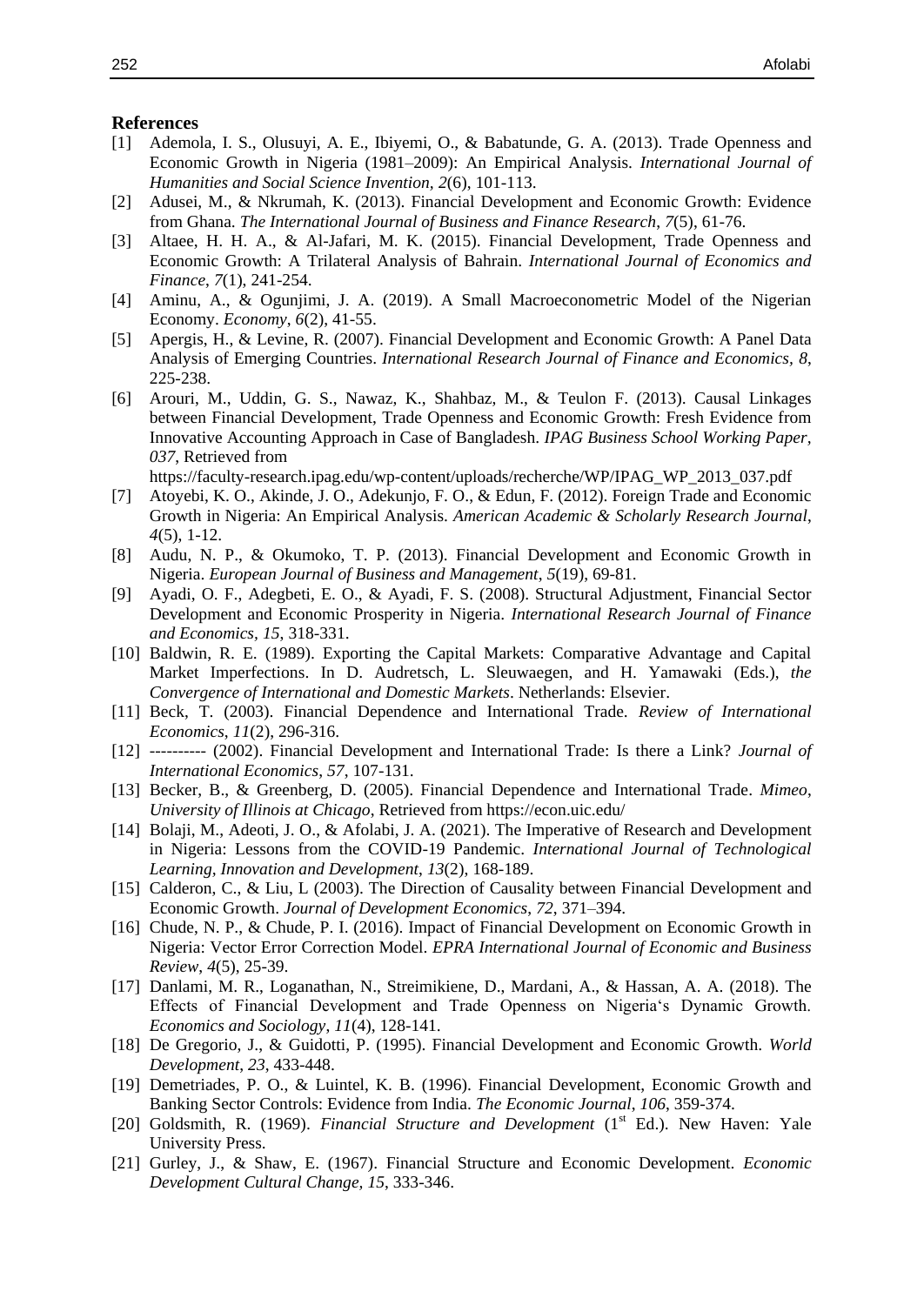## References

[1] Ademola, I. S., Olusuyi, A. E., Ibiyemi, O., & Babatunde, G. A. (2013). Trade Openness and Economic Growth in Nigeria (1981–2009): An Empirical Analysis. *International Journal of Humanities and Social Science Invention, 2*(6), 101-113.

[2] Adusei, M., & Nkrumah, K. (2013). Financial Development and Economic Growth: Evidence from Ghana. *The International Journal of Business and Finance Research*, *7*(5), 61-76.

[3] Altaee, H. H. A., & Al-Jafari, M. K. (2015). Financial Development, Trade Openness and Economic Growth: A Trilateral Analysis of Bahrain. *International Journal of Economics and Finance*, *7*(1), 241-254.

[4] Aminu, A., & Ogunjimi, J. A. (2019). A Small Macroeconometric Model of the Nigerian Economy. *Economy*, *6*(2), 41-55.

[5] Apergis, H., & Levine, R. (2007). Financial Development and Economic Growth: A Panel Data Analysis of Emerging Countries. *International Research Journal of Finance and Economics, 8*, 225-238.

[6] Arouri, M., Uddin, G. S., Nawaz, K., Shahbaz, M., & Teulon F. (2013). Causal Linkages between Financial Development, Trade Openness and Economic Growth: Fresh Evidence from Innovative Accounting Approach in Case of Bangladesh. *IPAG Business School Working Paper, 037*, Retrieved from https://faculty-research.ipag.edu/wp-content/uploads/recherche/WP/IPAG_WP_2013_037.pdf

[7] Atoyebi, K. O., Akinde, J. O., Adekunjo, F. O., & Edun, F. (2012). Foreign Trade and Economic Growth in Nigeria: An Empirical Analysis. *American Academic & Scholarly Research Journal*, *4*(5), 1-12.

[8] Audu, N. P., & Okumoko, T. P. (2013). Financial Development and Economic Growth in Nigeria. *European Journal of Business and Management*, *5*(19), 69-81.

[9] Ayadi, O. F., Adegbeti, E. O., & Ayadi, F. S. (2008). Structural Adjustment, Financial Sector Development and Economic Prosperity in Nigeria. *International Research Journal of Finance and Economics, 15*, 318-331.

[10] Baldwin, R. E. (1989). Exporting the Capital Markets: Comparative Advantage and Capital Market Imperfections. In D. Audretsch, L. Sleuwaegen, and H. Yamawaki (Eds.), *the Convergence of International and Domestic Markets*. Netherlands: Elsevier.

[11] Beck, T. (2003). Financial Dependence and International Trade. *Review of International Economics*, *11*(2), 296-316.

[12] ---------- (2002). Financial Development and International Trade: Is there a Link? *Journal of International Economics*, *57*, 107-131.

[13] Becker, B., & Greenberg, D. (2005). Financial Dependence and International Trade. *Mimeo, University of Illinois at Chicago*, Retrieved from https://econ.uic.edu/

[14] Bolaji, M., Adeoti, J. O., & Afolabi, J. A. (2021). The Imperative of Research and Development in Nigeria: Lessons from the COVID-19 Pandemic. *International Journal of Technological Learning, Innovation and Development*, *13*(2), 168-189.

[15] Calderon, C., & Liu, L (2003). The Direction of Causality between Financial Development and Economic Growth. *Journal of Development Economics*, *72*, 371–394.

[16] Chude, N. P., & Chude, P. I. (2016). Impact of Financial Development on Economic Growth in Nigeria: Vector Error Correction Model. *EPRA International Journal of Economic and Business Review*, *4*(5), 25-39.

[17] Danlami, M. R., Loganathan, N., Streimikiene, D., Mardani, A., & Hassan, A. A. (2018). The Effects of Financial Development and Trade Openness on Nigeria's Dynamic Growth. *Economics and Sociology*, *11*(4), 128-141.

[18] De Gregorio, J., & Guidotti, P. (1995). Financial Development and Economic Growth. *World Development*, *23*, 433-448.

[19] Demetriades, P. O., & Luintel, K. B. (1996). Financial Development, Economic Growth and Banking Sector Controls: Evidence from India. *The Economic Journal*, *106*, 359-374.

[20] Goldsmith, R. (1969). *Financial Structure and Development* (1st Ed.). New Haven: Yale University Press.

[21] Gurley, J., & Shaw, E. (1967). Financial Structure and Economic Development. *Economic Development Cultural Change, 15*, 333-346.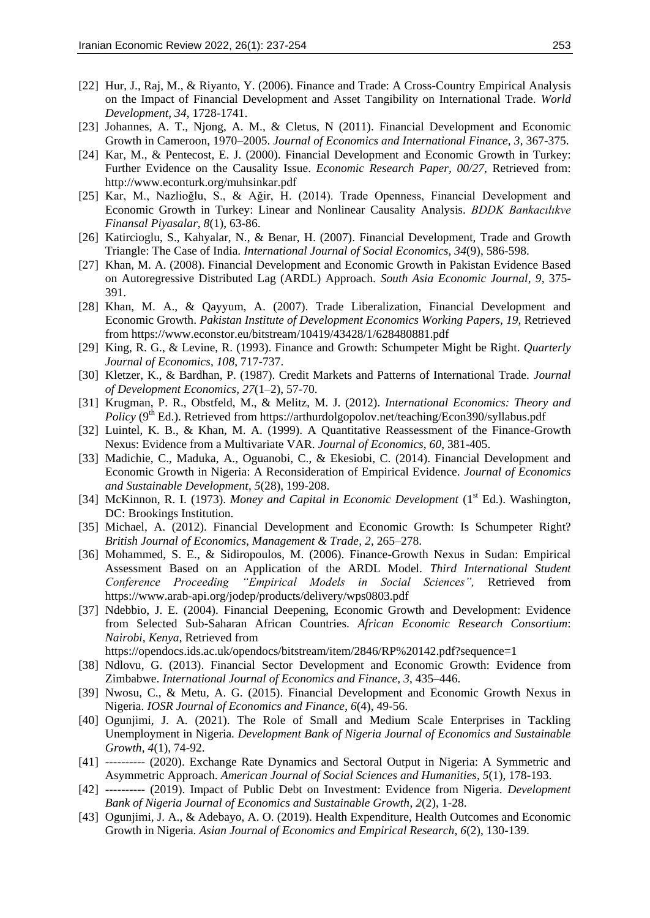[22] Hur, J., Raj, M., & Riyanto, Y. (2006). Finance and Trade: A Cross-Country Empirical Analysis on the Impact of Financial Development and Asset Tangibility on International Trade. *World Development*, *34*, 1728-1741.

[23] Johannes, A. T., Njong, A. M., & Cletus, N (2011). Financial Development and Economic Growth in Cameroon, 1970–2005. *Journal of Economics and International Finance*, *3*, 367-375.

[24] Kar, M., & Pentecost, E. J. (2000). Financial Development and Economic Growth in Turkey: Further Evidence on the Causality Issue. *Economic Research Paper, 00/27*, Retrieved from: http://www.econturk.org/muhsinkar.pdf

[25] Kar, M., Nazlioğlu, S., & Ağir, H. (2014). Trade Openness, Financial Development and Economic Growth in Turkey: Linear and Nonlinear Causality Analysis. *BDDK Bankacılıkve Finansal Piyasalar*, *8*(1), 63-86.

[26] Katircioglu, S., Kahyalar, N., & Benar, H. (2007). Financial Development, Trade and Growth Triangle: The Case of India. *International Journal of Social Economics*, *34*(9), 586-598.

[27] Khan, M. A. (2008). Financial Development and Economic Growth in Pakistan Evidence Based on Autoregressive Distributed Lag (ARDL) Approach. *South Asia Economic Journal*, *9*, 375-391.

[28] Khan, M. A., & Qayyum, A. (2007). Trade Liberalization, Financial Development and Economic Growth. *Pakistan Institute of Development Economics Working Papers*, *19*, Retrieved from https://www.econstor.eu/bitstream/10419/43428/1/628480881.pdf

[29] King, R. G., & Levine, R. (1993). Finance and Growth: Schumpeter Might be Right. *Quarterly Journal of Economics*, *108*, 717-737.

[30] Kletzer, K., & Bardhan, P. (1987). Credit Markets and Patterns of International Trade. *Journal of Development Economics*, *27*(1–2), 57-70.

[31] Krugman, P. R., Obstfeld, M., & Melitz, M. J. (2012). *International Economics: Theory and Policy* (9th Ed.). Retrieved from https://arthurdolgopolov.net/teaching/Econ390/syllabus.pdf

[32] Luintel, K. B., & Khan, M. A. (1999). A Quantitative Reassessment of the Finance-Growth Nexus: Evidence from a Multivariate VAR. *Journal of Economics*, *60*, 381-405.

[33] Madichie, C., Maduka, A., Oguanobi, C., & Ekesiobi, C. (2014). Financial Development and Economic Growth in Nigeria: A Reconsideration of Empirical Evidence. *Journal of Economics and Sustainable Development*, *5*(28), 199-208.

[34] McKinnon, R. I. (1973). *Money and Capital in Economic Development* (1st Ed.). Washington, DC: Brookings Institution.

[35] Michael, A. (2012). Financial Development and Economic Growth: Is Schumpeter Right? *British Journal of Economics, Management & Trade*, *2*, 265–278.

[36] Mohammed, S. E., & Sidiropoulos, M. (2006). Finance-Growth Nexus in Sudan: Empirical Assessment Based on an Application of the ARDL Model. *Third International Student Conference Proceeding "Empirical Models in Social Sciences",* Retrieved from https://www.arab-api.org/jodep/products/delivery/wps0803.pdf

[37] Ndebbio, J. E. (2004). Financial Deepening, Economic Growth and Development: Evidence from Selected Sub-Saharan African Countries. *African Economic Research Consortium*: *Nairobi, Kenya*, Retrieved from https://opendocs.ids.ac.uk/opendocs/bitstream/item/2846/RP%20142.pdf?sequence=1

[38] Ndlovu, G. (2013). Financial Sector Development and Economic Growth: Evidence from Zimbabwe. *International Journal of Economics and Finance*, *3*, 435–446.

[39] Nwosu, C., & Metu, A. G. (2015). Financial Development and Economic Growth Nexus in Nigeria. *IOSR Journal of Economics and Finance*, *6*(4), 49-56.

[40] Ogunjimi, J. A. (2021). The Role of Small and Medium Scale Enterprises in Tackling Unemployment in Nigeria. *Development Bank of Nigeria Journal of Economics and Sustainable Growth*, *4*(1), 74-92.

[41] ---------- (2020). Exchange Rate Dynamics and Sectoral Output in Nigeria: A Symmetric and Asymmetric Approach. *American Journal of Social Sciences and Humanities*, *5*(1), 178-193.

[42] ---------- (2019). Impact of Public Debt on Investment: Evidence from Nigeria. *Development Bank of Nigeria Journal of Economics and Sustainable Growth*, *2*(2), 1-28.

[43] Ogunjimi, J. A., & Adebayo, A. O. (2019). Health Expenditure, Health Outcomes and Economic Growth in Nigeria. *Asian Journal of Economics and Empirical Research*, *6*(2), 130-139.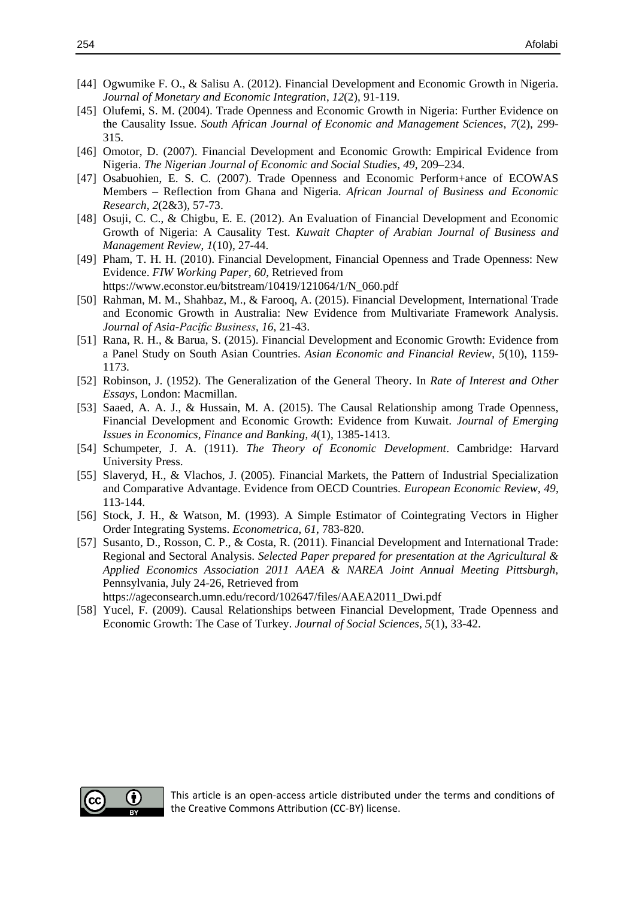[44] Ogwumike F. O., & Salisu A. (2012). Financial Development and Economic Growth in Nigeria. *Journal of Monetary and Economic Integration*, *12*(2), 91-119.

[45] Olufemi, S. M. (2004). Trade Openness and Economic Growth in Nigeria: Further Evidence on the Causality Issue. *South African Journal of Economic and Management Sciences*, *7*(2), 299-315.

[46] Omotor, D. (2007). Financial Development and Economic Growth: Empirical Evidence from Nigeria. *The Nigerian Journal of Economic and Social Studies*, *49*, 209–234.

[47] Osabuohien, E. S. C. (2007). Trade Openness and Economic Perform+ance of ECOWAS Members – Reflection from Ghana and Nigeria. *African Journal of Business and Economic Research*, *2*(2&3), 57-73.

[48] Osuji, C. C., & Chigbu, E. E. (2012). An Evaluation of Financial Development and Economic Growth of Nigeria: A Causality Test. *Kuwait Chapter of Arabian Journal of Business and Management Review*, *1*(10), 27-44.

[49] Pham, T. H. H. (2010). Financial Development, Financial Openness and Trade Openness: New Evidence. *FIW Working Paper*, *60*, Retrieved from https://www.econstor.eu/bitstream/10419/121064/1/N_060.pdf

[50] Rahman, M. M., Shahbaz, M., & Farooq, A. (2015). Financial Development, International Trade and Economic Growth in Australia: New Evidence from Multivariate Framework Analysis. *Journal of Asia-Pacific Business*, *16*, 21-43.

[51] Rana, R. H., & Barua, S. (2015). Financial Development and Economic Growth: Evidence from a Panel Study on South Asian Countries. *Asian Economic and Financial Review*, *5*(10), 1159-1173.

[52] Robinson, J. (1952). The Generalization of the General Theory. In *Rate of Interest and Other Essays*, London: Macmillan.

[53] Saaed, A. A. J., & Hussain, M. A. (2015). The Causal Relationship among Trade Openness, Financial Development and Economic Growth: Evidence from Kuwait. *Journal of Emerging Issues in Economics, Finance and Banking*, *4*(1), 1385-1413.

[54] Schumpeter, J. A. (1911). *The Theory of Economic Development*. Cambridge: Harvard University Press.

[55] Slaveryd, H., & Vlachos, J. (2005). Financial Markets, the Pattern of Industrial Specialization and Comparative Advantage. Evidence from OECD Countries. *European Economic Review*, *49*, 113-144.

[56] Stock, J. H., & Watson, M. (1993). A Simple Estimator of Cointegrating Vectors in Higher Order Integrating Systems. *Econometrica*, *61*, 783-820.

[57] Susanto, D., Rosson, C. P., & Costa, R. (2011). Financial Development and International Trade: Regional and Sectoral Analysis. *Selected Paper prepared for presentation at the Agricultural & Applied Economics Association 2011 AAEA & NAREA Joint Annual Meeting Pittsburgh*, Pennsylvania, July 24-26, Retrieved from https://ageconsearch.umn.edu/record/102647/files/AAEA2011_Dwi.pdf

[58] Yucel, F. (2009). Causal Relationships between Financial Development, Trade Openness and Economic Growth: The Case of Turkey. *Journal of Social Sciences*, *5*(1), 33-42.

This article is an open-access article distributed under the terms and conditions of the Creative Commons Attribution (CC-BY) license.